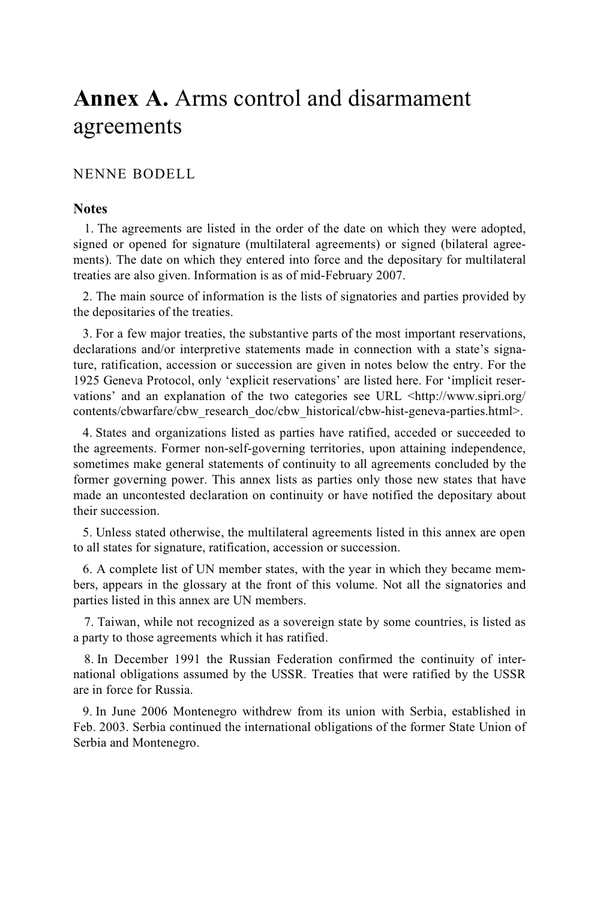# **Annex A.** Arms control and disarmament agreements

NENNE BODELL

### Notes

1. The agreements are listed in the order of the date on which they were adopted, signed or opened for signature (multilateral agreements) or signed (bilateral agreements). The date on which they entered into force and the depositary for multilateral treaties are also given. Information is as of mid-February 2007.

2. The main source of information is the lists of signatories and parties provided by the depositaries of the treaties.

3. For a few major treaties, the substantive parts of the most important reservations, declarations and/or interpretive statements made in connection with a state's signature, ratification, accession or succession are given in notes below the entry. For the 1925 Geneva Protocol, only 'explicit reservations' are listed here. For 'implicit reservations' and an explanation of the two categories see URL <http://www.sipri.org/contents/cbwarfare/cbw_research_doc/cbw_historical/cbw-hist-geneva-parties.html>.

4. States and organizations listed as parties have ratified, acceded or succeeded to the agreements. Former non-self-governing territories, upon attaining independence, sometimes make general statements of continuity to all agreements concluded by the former governing power. This annex lists as parties only those new states that have made an uncontested declaration on continuity or have notified the depositary about their succession.

5. Unless stated otherwise, the multilateral agreements listed in this annex are open to all states for signature, ratification, accession or succession.

6. A complete list of UN member states, with the year in which they became members, appears in the glossary at the front of this volume. Not all the signatories and parties listed in this annex are UN members.

7. Taiwan, while not recognized as a sovereign state by some countries, is listed as a party to those agreements which it has ratified.

8. In December 1991 the Russian Federation confirmed the continuity of international obligations assumed by the USSR. Treaties that were ratified by the USSR are in force for Russia.

9. In June 2006 Montenegro withdrew from its union with Serbia, established in Feb. 2003. Serbia continued the international obligations of the former State Union of Serbia and Montenegro.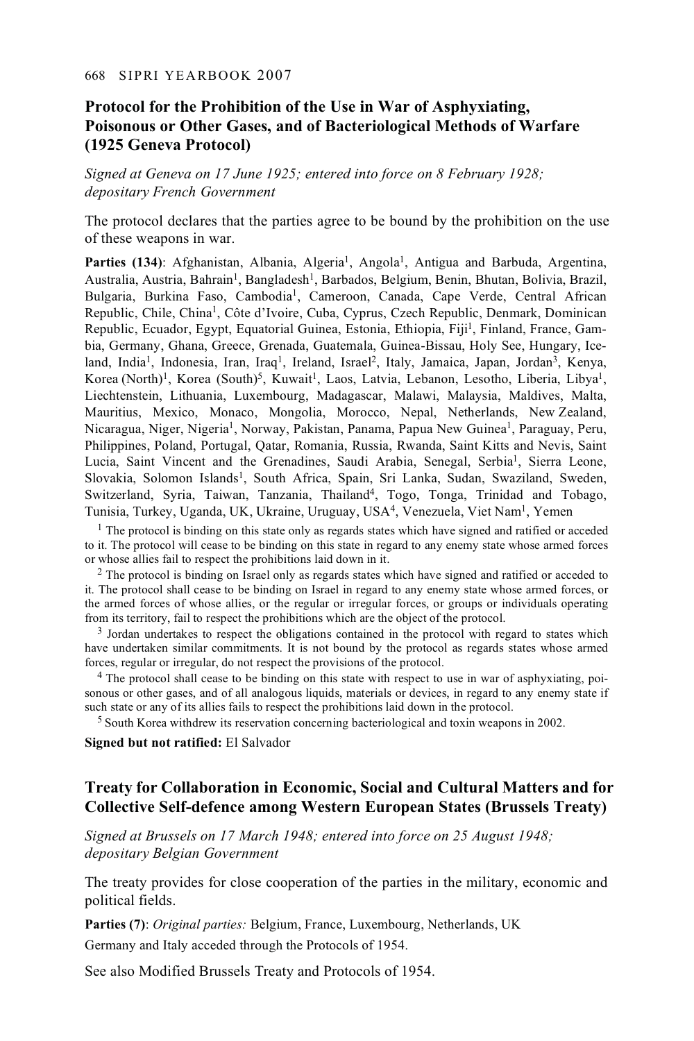## Protocol for the Prohibition of the Use in War of Asphyxiating, Poisonous or Other Gases, and of Bacteriological Methods of Warfare (1925 Geneva Protocol)

*Signed at Geneva on 17 June 1925; entered into force on 8 February 1928; depositary French Government*

The protocol declares that the parties agree to be bound by the prohibition on the use of these weapons in war.

**Parties (134)**: Afghanistan, Albania, Algeria[1], Angola[1], Antigua and Barbuda, Argentina, Australia, Austria, Bahrain[1], Bangladesh[1], Barbados, Belgium, Benin, Bhutan, Bolivia, Brazil, Bulgaria, Burkina Faso, Cambodia[1], Cameroon, Canada, Cape Verde, Central African Republic, Chile, China[1], Côte d'Ivoire, Cuba, Cyprus, Czech Republic, Denmark, Dominican Republic, Ecuador, Egypt, Equatorial Guinea, Estonia, Ethiopia, Fiji[1], Finland, France, Gambia, Germany, Ghana, Greece, Grenada, Guatemala, Guinea-Bissau, Holy See, Hungary, Iceland, India[1], Indonesia, Iran, Iraq[1], Ireland, Israel[2], Italy, Jamaica, Japan, Jordan[3], Kenya, Korea (North)[1], Korea (South)[5], Kuwait[1], Laos, Latvia, Lebanon, Lesotho, Liberia, Libya[1], Liechtenstein, Lithuania, Luxembourg, Madagascar, Malawi, Malaysia, Maldives, Malta, Mauritius, Mexico, Monaco, Mongolia, Morocco, Nepal, Netherlands, New Zealand, Nicaragua, Niger, Nigeria[1], Norway, Pakistan, Panama, Papua New Guinea[1], Paraguay, Peru, Philippines, Poland, Portugal, Qatar, Romania, Russia, Rwanda, Saint Kitts and Nevis, Saint Lucia, Saint Vincent and the Grenadines, Saudi Arabia, Senegal, Serbia[1], Sierra Leone, Slovakia, Solomon Islands[1], South Africa, Spain, Sri Lanka, Sudan, Swaziland, Sweden, Switzerland, Syria, Taiwan, Tanzania, Thailand[4], Togo, Tonga, Trinidad and Tobago, Tunisia, Turkey, Uganda, UK, Ukraine, Uruguay, USA[4], Venezuela, Viet Nam[1], Yemen

[1] The protocol is binding on this state only as regards states which have signed and ratified or acceded to it. The protocol will cease to be binding on this state in regard to any enemy state whose armed forces or whose allies fail to respect the prohibitions laid down in it.

[2] The protocol is binding on Israel only as regards states which have signed and ratified or acceded to it. The protocol shall cease to be binding on Israel in regard to any enemy state whose armed forces, or the armed forces of whose allies, or the regular or irregular forces, or groups or individuals operating from its territory, fail to respect the prohibitions which are the object of the protocol.

[3] Jordan undertakes to respect the obligations contained in the protocol with regard to states which have undertaken similar commitments. It is not bound by the protocol as regards states whose armed forces, regular or irregular, do not respect the provisions of the protocol.

[4] The protocol shall cease to be binding on this state with respect to use in war of asphyxiating, poisonous or other gases, and of all analogous liquids, materials or devices, in regard to any enemy state if such state or any of its allies fails to respect the prohibitions laid down in the protocol.

[5] South Korea withdrew its reservation concerning bacteriological and toxin weapons in 2002.

**Signed but not ratified:** El Salvador

## Treaty for Collaboration in Economic, Social and Cultural Matters and for Collective Self-defence among Western European States (Brussels Treaty)

*Signed at Brussels on 17 March 1948; entered into force on 25 August 1948; depositary Belgian Government*

The treaty provides for close cooperation of the parties in the military, economic and political fields.

**Parties (7)**: *Original parties:* Belgium, France, Luxembourg, Netherlands, UK

Germany and Italy acceded through the Protocols of 1954.

See also Modified Brussels Treaty and Protocols of 1954.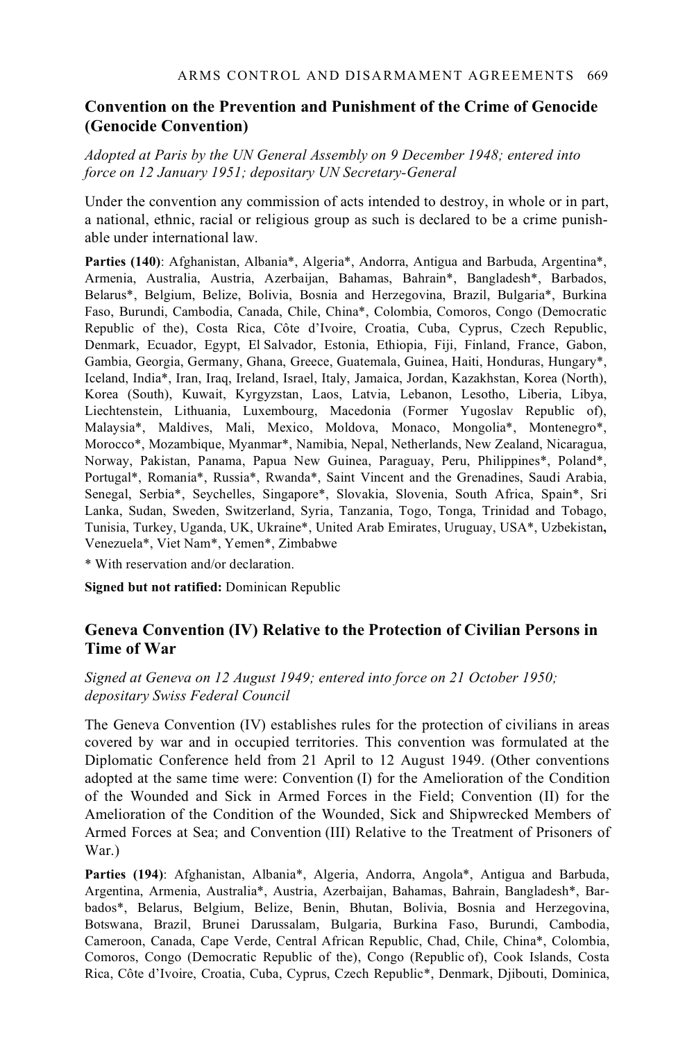## Convention on the Prevention and Punishment of the Crime of Genocide (Genocide Convention)

*Adopted at Paris by the UN General Assembly on 9 December 1948; entered into force on 12 January 1951; depositary UN Secretary-General*

Under the convention any commission of acts intended to destroy, in whole or in part, a national, ethnic, racial or religious group as such is declared to be a crime punishable under international law.

**Parties (140)**: Afghanistan, Albania*, Algeria*, Andorra, Antigua and Barbuda, Argentina*, Armenia, Australia, Austria, Azerbaijan, Bahamas, Bahrain*, Bangladesh*, Barbados, Belarus*, Belgium, Belize, Bolivia, Bosnia and Herzegovina, Brazil, Bulgaria*, Burkina Faso, Burundi, Cambodia, Canada, Chile, China*, Colombia, Comoros, Congo (Democratic Republic of the), Costa Rica, Côte d'Ivoire, Croatia, Cuba, Cyprus, Czech Republic, Denmark, Ecuador, Egypt, El Salvador, Estonia, Ethiopia, Fiji, Finland, France, Gabon, Gambia, Georgia, Germany, Ghana, Greece, Guatemala, Guinea, Haiti, Honduras, Hungary*, Iceland, India*, Iran, Iraq, Ireland, Israel, Italy, Jamaica, Jordan, Kazakhstan, Korea (North), Korea (South), Kuwait, Kyrgyzstan, Laos, Latvia, Lebanon, Lesotho, Liberia, Libya, Liechtenstein, Lithuania, Luxembourg, Macedonia (Former Yugoslav Republic of), Malaysia*, Maldives, Mali, Mexico, Moldova, Monaco, Mongolia*, Montenegro*, Morocco*, Mozambique, Myanmar*, Namibia, Nepal, Netherlands, New Zealand, Nicaragua, Norway, Pakistan, Panama, Papua New Guinea, Paraguay, Peru, Philippines*, Poland*, Portugal*, Romania*, Russia*, Rwanda*, Saint Vincent and the Grenadines, Saudi Arabia, Senegal, Serbia*, Seychelles, Singapore*, Slovakia, Slovenia, South Africa, Spain*, Sri Lanka, Sudan, Sweden, Switzerland, Syria, Tanzania, Togo, Tonga, Trinidad and Tobago, Tunisia, Turkey, Uganda, UK, Ukraine*, United Arab Emirates, Uruguay, USA*, Uzbekistan, Venezuela*, Viet Nam*, Yemen*, Zimbabwe

\* With reservation and/or declaration.

**Signed but not ratified:** Dominican Republic

## Geneva Convention (IV) Relative to the Protection of Civilian Persons in Time of War

*Signed at Geneva on 12 August 1949; entered into force on 21 October 1950; depositary Swiss Federal Council*

The Geneva Convention (IV) establishes rules for the protection of civilians in areas covered by war and in occupied territories. This convention was formulated at the Diplomatic Conference held from 21 April to 12 August 1949. (Other conventions adopted at the same time were: Convention (I) for the Amelioration of the Condition of the Wounded and Sick in Armed Forces in the Field; Convention (II) for the Amelioration of the Condition of the Wounded, Sick and Shipwrecked Members of Armed Forces at Sea; and Convention (III) Relative to the Treatment of Prisoners of War.)

**Parties (194)**: Afghanistan, Albania*, Algeria, Andorra, Angola*, Antigua and Barbuda, Argentina, Armenia, Australia*, Austria, Azerbaijan, Bahamas, Bahrain, Bangladesh*, Barbados*, Belarus, Belgium, Belize, Benin, Bhutan, Bolivia, Bosnia and Herzegovina, Botswana, Brazil, Brunei Darussalam, Bulgaria, Burkina Faso, Burundi, Cambodia, Cameroon, Canada, Cape Verde, Central African Republic, Chad, Chile, China*, Colombia, Comoros, Congo (Democratic Republic of the), Congo (Republic of), Cook Islands, Costa Rica, Côte d'Ivoire, Croatia, Cuba, Cyprus, Czech Republic*, Denmark, Djibouti, Dominica,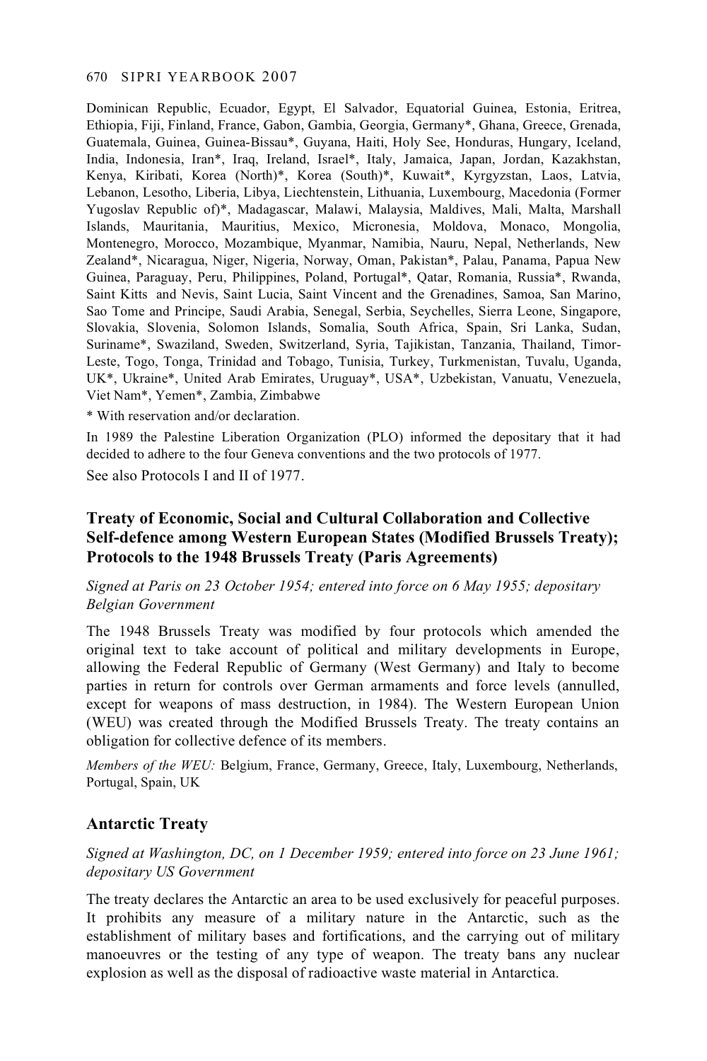Dominican Republic, Ecuador, Egypt, El Salvador, Equatorial Guinea, Estonia, Eritrea, Ethiopia, Fiji, Finland, France, Gabon, Gambia, Georgia, Germany*, Ghana, Greece, Grenada, Guatemala, Guinea, Guinea-Bissau*, Guyana, Haiti, Holy See, Honduras, Hungary, Iceland, India, Indonesia, Iran*, Iraq, Ireland, Israel*, Italy, Jamaica, Japan, Jordan, Kazakhstan, Kenya, Kiribati, Korea (North)*, Korea (South)*, Kuwait*, Kyrgyzstan, Laos, Latvia, Lebanon, Lesotho, Liberia, Libya, Liechtenstein, Lithuania, Luxembourg, Macedonia (Former Yugoslav Republic of)*, Madagascar, Malawi, Malaysia, Maldives, Mali, Malta, Marshall Islands, Mauritania, Mauritius, Mexico, Micronesia, Moldova, Monaco, Mongolia, Montenegro, Morocco, Mozambique, Myanmar, Namibia, Nauru, Nepal, Netherlands, New Zealand*, Nicaragua, Niger, Nigeria, Norway, Oman, Pakistan*, Palau, Panama, Papua New Guinea, Paraguay, Peru, Philippines, Poland, Portugal*, Qatar, Romania, Russia*, Rwanda, Saint Kitts and Nevis, Saint Lucia, Saint Vincent and the Grenadines, Samoa, San Marino, Sao Tome and Principe, Saudi Arabia, Senegal, Serbia, Seychelles, Sierra Leone, Singapore, Slovakia, Slovenia, Solomon Islands, Somalia, South Africa, Spain, Sri Lanka, Sudan, Suriname*, Swaziland, Sweden, Switzerland, Syria, Tajikistan, Tanzania, Thailand, Timor-Leste, Togo, Tonga, Trinidad and Tobago, Tunisia, Turkey, Turkmenistan, Tuvalu, Uganda, UK*, Ukraine*, United Arab Emirates, Uruguay*, USA*, Uzbekistan, Vanuatu, Venezuela, Viet Nam*, Yemen*, Zambia, Zimbabwe

\* With reservation and/or declaration.

In 1989 the Palestine Liberation Organization (PLO) informed the depositary that it had decided to adhere to the four Geneva conventions and the two protocols of 1977.

See also Protocols I and II of 1977.

## Treaty of Economic, Social and Cultural Collaboration and Collective Self-defence among Western European States (Modified Brussels Treaty); Protocols to the 1948 Brussels Treaty (Paris Agreements)

*Signed at Paris on 23 October 1954; entered into force on 6 May 1955; depositary Belgian Government*

The 1948 Brussels Treaty was modified by four protocols which amended the original text to take account of political and military developments in Europe, allowing the Federal Republic of Germany (West Germany) and Italy to become parties in return for controls over German armaments and force levels (annulled, except for weapons of mass destruction, in 1984). The Western European Union (WEU) was created through the Modified Brussels Treaty. The treaty contains an obligation for collective defence of its members.

*Members of the WEU:* Belgium, France, Germany, Greece, Italy, Luxembourg, Netherlands, Portugal, Spain, UK

## Antarctic Treaty

*Signed at Washington, DC, on 1 December 1959; entered into force on 23 June 1961; depositary US Government*

The treaty declares the Antarctic an area to be used exclusively for peaceful purposes. It prohibits any measure of a military nature in the Antarctic, such as the establishment of military bases and fortifications, and the carrying out of military manoeuvres or the testing of any type of weapon. The treaty bans any nuclear explosion as well as the disposal of radioactive waste material in Antarctica.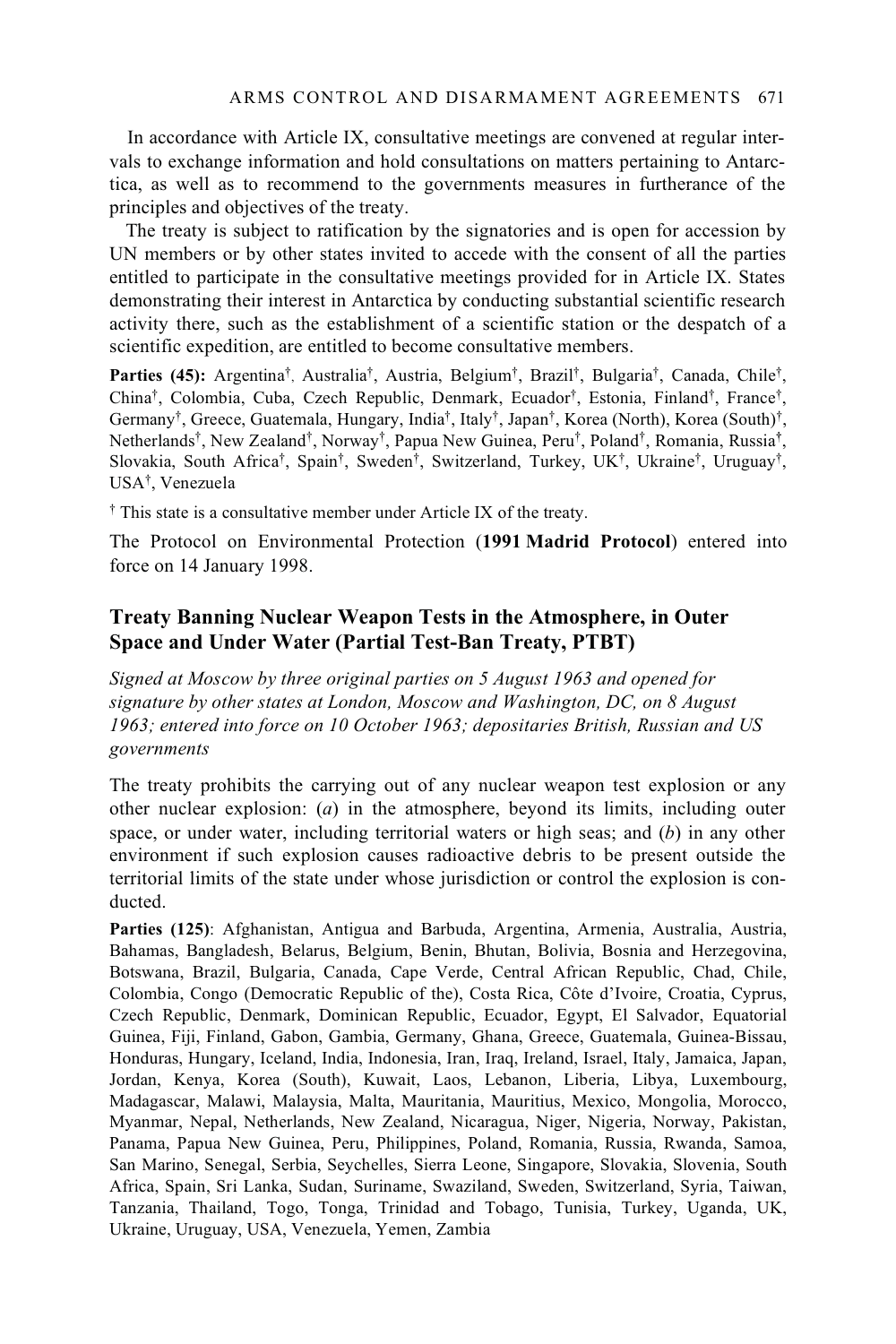In accordance with Article IX, consultative meetings are convened at regular intervals to exchange information and hold consultations on matters pertaining to Antarctica, as well as to recommend to the governments measures in furtherance of the principles and objectives of the treaty.

The treaty is subject to ratification by the signatories and is open for accession by UN members or by other states invited to accede with the consent of all the parties entitled to participate in the consultative meetings provided for in Article IX. States demonstrating their interest in Antarctica by conducting substantial scientific research activity there, such as the establishment of a scientific station or the despatch of a scientific expedition, are entitled to become consultative members.

**Parties (45):** Argentina†, Australia†, Austria, Belgium†, Brazil†, Bulgaria†, Canada, Chile†, China†, Colombia, Cuba, Czech Republic, Denmark, Ecuador†, Estonia, Finland†, France†, Germany†, Greece, Guatemala, Hungary, India†, Italy†, Japan†, Korea (North), Korea (South)†, Netherlands†, New Zealand†, Norway†, Papua New Guinea, Peru†, Poland†, Romania, Russia†, Slovakia, South Africa†, Spain†, Sweden†, Switzerland, Turkey, UK†, Ukraine†, Uruguay†, USA†, Venezuela

† This state is a consultative member under Article IX of the treaty.

The Protocol on Environmental Protection (**1991 Madrid Protocol**) entered into force on 14 January 1998.

## Treaty Banning Nuclear Weapon Tests in the Atmosphere, in Outer Space and Under Water (Partial Test-Ban Treaty, PTBT)

*Signed at Moscow by three original parties on 5 August 1963 and opened for signature by other states at London, Moscow and Washington, DC, on 8 August 1963; entered into force on 10 October 1963; depositaries British, Russian and US governments*

The treaty prohibits the carrying out of any nuclear weapon test explosion or any other nuclear explosion: (*a*) in the atmosphere, beyond its limits, including outer space, or under water, including territorial waters or high seas; and (*b*) in any other environment if such explosion causes radioactive debris to be present outside the territorial limits of the state under whose jurisdiction or control the explosion is conducted.

**Parties (125)**: Afghanistan, Antigua and Barbuda, Argentina, Armenia, Australia, Austria, Bahamas, Bangladesh, Belarus, Belgium, Benin, Bhutan, Bolivia, Bosnia and Herzegovina, Botswana, Brazil, Bulgaria, Canada, Cape Verde, Central African Republic, Chad, Chile, Colombia, Congo (Democratic Republic of the), Costa Rica, Côte d'Ivoire, Croatia, Cyprus, Czech Republic, Denmark, Dominican Republic, Ecuador, Egypt, El Salvador, Equatorial Guinea, Fiji, Finland, Gabon, Gambia, Germany, Ghana, Greece, Guatemala, Guinea-Bissau, Honduras, Hungary, Iceland, India, Indonesia, Iran, Iraq, Ireland, Israel, Italy, Jamaica, Japan, Jordan, Kenya, Korea (South), Kuwait, Laos, Lebanon, Liberia, Libya, Luxembourg, Madagascar, Malawi, Malaysia, Malta, Mauritania, Mauritius, Mexico, Mongolia, Morocco, Myanmar, Nepal, Netherlands, New Zealand, Nicaragua, Niger, Nigeria, Norway, Pakistan, Panama, Papua New Guinea, Peru, Philippines, Poland, Romania, Russia, Rwanda, Samoa, San Marino, Senegal, Serbia, Seychelles, Sierra Leone, Singapore, Slovakia, Slovenia, South Africa, Spain, Sri Lanka, Sudan, Suriname, Swaziland, Sweden, Switzerland, Syria, Taiwan, Tanzania, Thailand, Togo, Tonga, Trinidad and Tobago, Tunisia, Turkey, Uganda, UK, Ukraine, Uruguay, USA, Venezuela, Yemen, Zambia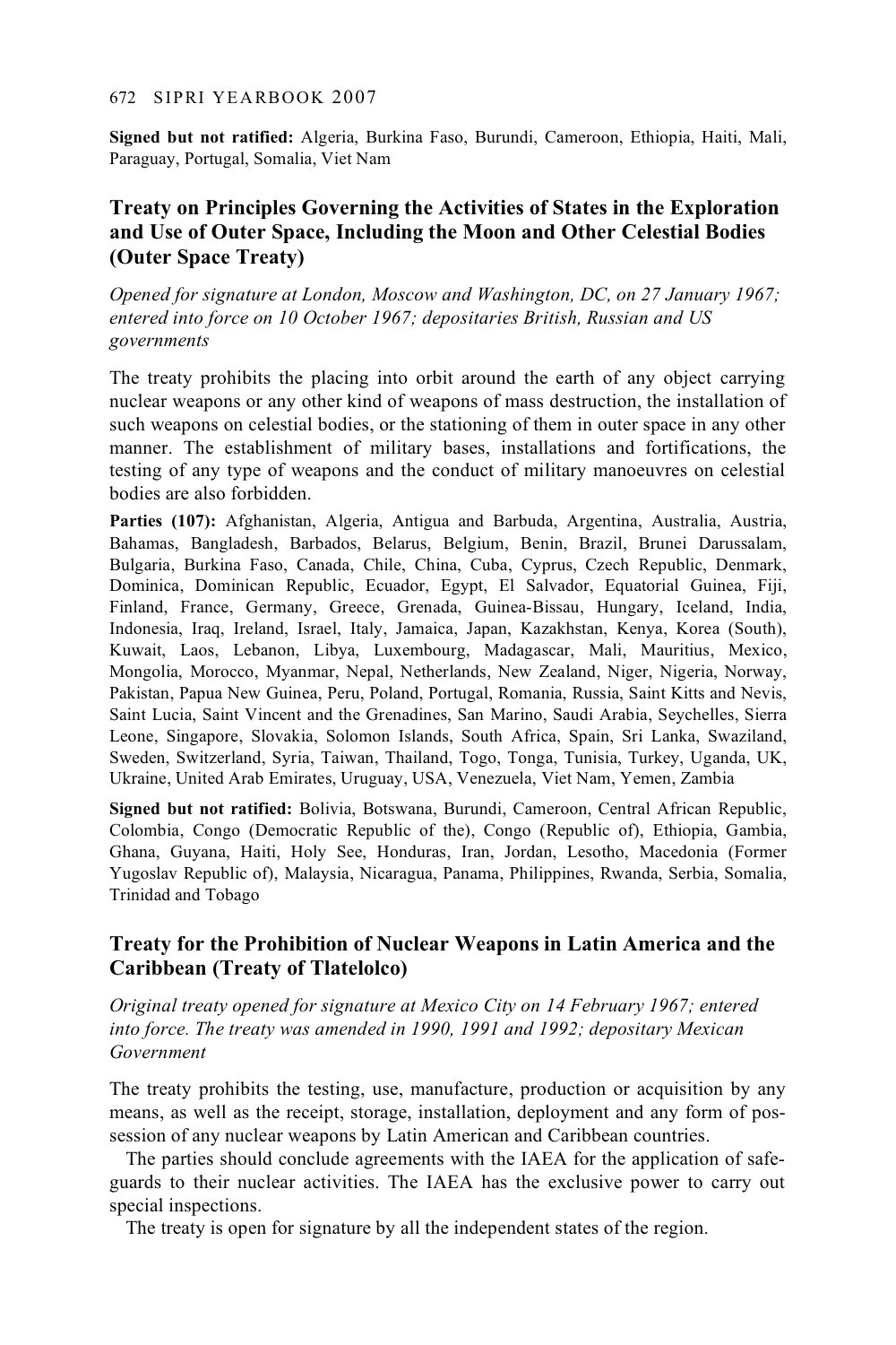**Signed but not ratified:** Algeria, Burkina Faso, Burundi, Cameroon, Ethiopia, Haiti, Mali, Paraguay, Portugal, Somalia, Viet Nam

## Treaty on Principles Governing the Activities of States in the Exploration and Use of Outer Space, Including the Moon and Other Celestial Bodies (Outer Space Treaty)

*Opened for signature at London, Moscow and Washington, DC, on 27 January 1967; entered into force on 10 October 1967; depositaries British, Russian and US governments*

The treaty prohibits the placing into orbit around the earth of any object carrying nuclear weapons or any other kind of weapons of mass destruction, the installation of such weapons on celestial bodies, or the stationing of them in outer space in any other manner. The establishment of military bases, installations and fortifications, the testing of any type of weapons and the conduct of military manoeuvres on celestial bodies are also forbidden.

**Parties (107):** Afghanistan, Algeria, Antigua and Barbuda, Argentina, Australia, Austria, Bahamas, Bangladesh, Barbados, Belarus, Belgium, Benin, Brazil, Brunei Darussalam, Bulgaria, Burkina Faso, Canada, Chile, China, Cuba, Cyprus, Czech Republic, Denmark, Dominica, Dominican Republic, Ecuador, Egypt, El Salvador, Equatorial Guinea, Fiji, Finland, France, Germany, Greece, Grenada, Guinea-Bissau, Hungary, Iceland, India, Indonesia, Iraq, Ireland, Israel, Italy, Jamaica, Japan, Kazakhstan, Kenya, Korea (South), Kuwait, Laos, Lebanon, Libya, Luxembourg, Madagascar, Mali, Mauritius, Mexico, Mongolia, Morocco, Myanmar, Nepal, Netherlands, New Zealand, Niger, Nigeria, Norway, Pakistan, Papua New Guinea, Peru, Poland, Portugal, Romania, Russia, Saint Kitts and Nevis, Saint Lucia, Saint Vincent and the Grenadines, San Marino, Saudi Arabia, Seychelles, Sierra Leone, Singapore, Slovakia, Solomon Islands, South Africa, Spain, Sri Lanka, Swaziland, Sweden, Switzerland, Syria, Taiwan, Thailand, Togo, Tonga, Tunisia, Turkey, Uganda, UK, Ukraine, United Arab Emirates, Uruguay, USA, Venezuela, Viet Nam, Yemen, Zambia

**Signed but not ratified:** Bolivia, Botswana, Burundi, Cameroon, Central African Republic, Colombia, Congo (Democratic Republic of the), Congo (Republic of), Ethiopia, Gambia, Ghana, Guyana, Haiti, Holy See, Honduras, Iran, Jordan, Lesotho, Macedonia (Former Yugoslav Republic of), Malaysia, Nicaragua, Panama, Philippines, Rwanda, Serbia, Somalia, Trinidad and Tobago

## Treaty for the Prohibition of Nuclear Weapons in Latin America and the Caribbean (Treaty of Tlatelolco)

*Original treaty opened for signature at Mexico City on 14 February 1967; entered into force. The treaty was amended in 1990, 1991 and 1992; depositary Mexican Government*

The treaty prohibits the testing, use, manufacture, production or acquisition by any means, as well as the receipt, storage, installation, deployment and any form of possession of any nuclear weapons by Latin American and Caribbean countries.

The parties should conclude agreements with the IAEA for the application of safeguards to their nuclear activities. The IAEA has the exclusive power to carry out special inspections.

The treaty is open for signature by all the independent states of the region.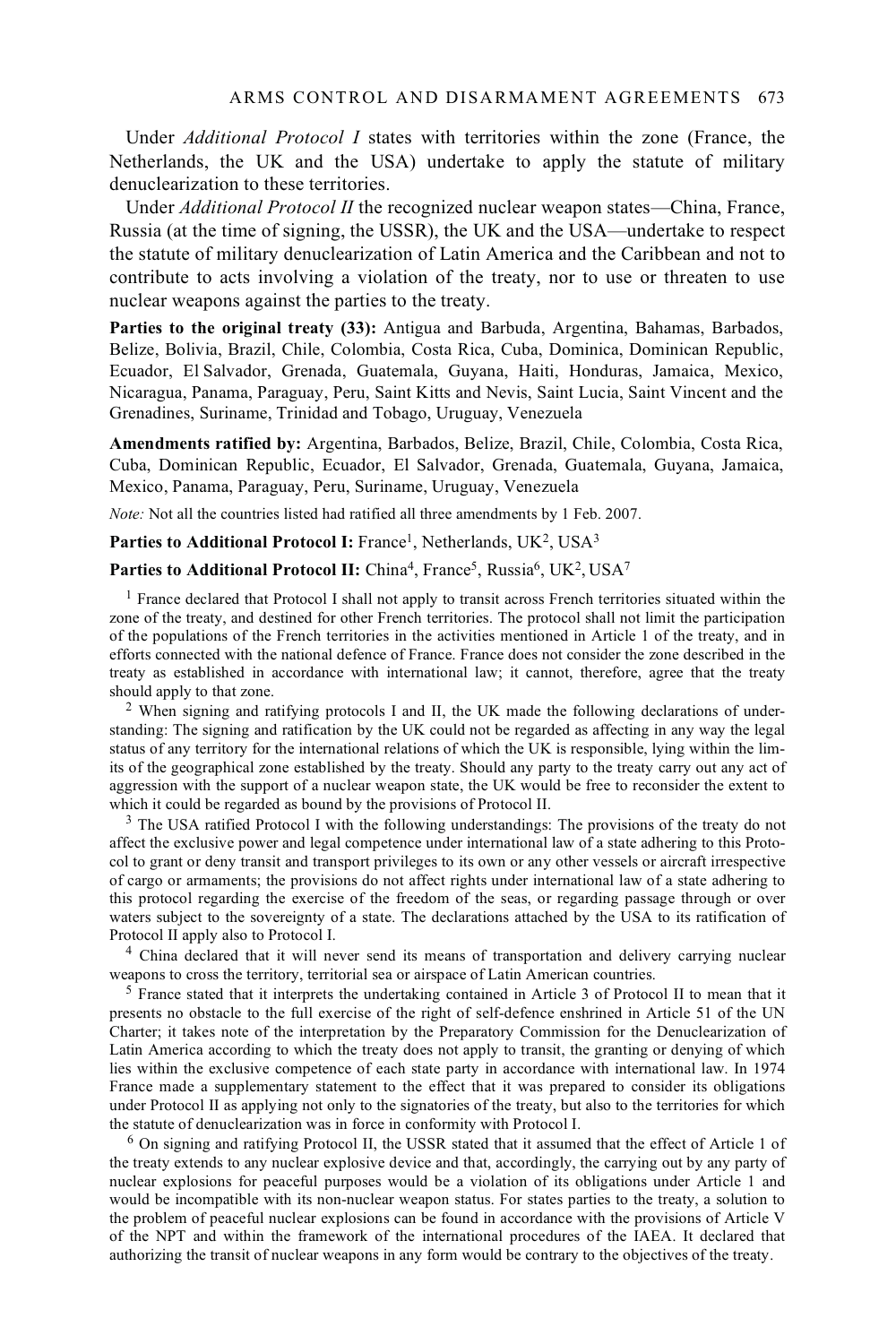Under *Additional Protocol I* states with territories within the zone (France, the Netherlands, the UK and the USA) undertake to apply the statute of military denuclearization to these territories.

Under *Additional Protocol II* the recognized nuclear weapon states—China, France, Russia (at the time of signing, the USSR), the UK and the USA—undertake to respect the statute of military denuclearization of Latin America and the Caribbean and not to contribute to acts involving a violation of the treaty, nor to use or threaten to use nuclear weapons against the parties to the treaty.

**Parties to the original treaty (33):** Antigua and Barbuda, Argentina, Bahamas, Barbados, Belize, Bolivia, Brazil, Chile, Colombia, Costa Rica, Cuba, Dominica, Dominican Republic, Ecuador, El Salvador, Grenada, Guatemala, Guyana, Haiti, Honduras, Jamaica, Mexico, Nicaragua, Panama, Paraguay, Peru, Saint Kitts and Nevis, Saint Lucia, Saint Vincent and the Grenadines, Suriname, Trinidad and Tobago, Uruguay, Venezuela

**Amendments ratified by:** Argentina, Barbados, Belize, Brazil, Chile, Colombia, Costa Rica, Cuba, Dominican Republic, Ecuador, El Salvador, Grenada, Guatemala, Guyana, Jamaica, Mexico, Panama, Paraguay, Peru, Suriname, Uruguay, Venezuela

*Note:* Not all the countries listed had ratified all three amendments by 1 Feb. 2007.

**Parties to Additional Protocol I:** France[1], Netherlands, UK[2], USA[3]

**Parties to Additional Protocol II:** China[4], France[5], Russia[6], UK[2], USA[7]

[1] France declared that Protocol I shall not apply to transit across French territories situated within the zone of the treaty, and destined for other French territories. The protocol shall not limit the participation of the populations of the French territories in the activities mentioned in Article 1 of the treaty, and in efforts connected with the national defence of France. France does not consider the zone described in the treaty as established in accordance with international law; it cannot, therefore, agree that the treaty should apply to that zone.

[2] When signing and ratifying protocols I and II, the UK made the following declarations of understanding: The signing and ratification by the UK could not be regarded as affecting in any way the legal status of any territory for the international relations of which the UK is responsible, lying within the limits of the geographical zone established by the treaty. Should any party to the treaty carry out any act of aggression with the support of a nuclear weapon state, the UK would be free to reconsider the extent to which it could be regarded as bound by the provisions of Protocol II.

[3] The USA ratified Protocol I with the following understandings: The provisions of the treaty do not affect the exclusive power and legal competence under international law of a state adhering to this Protocol to grant or deny transit and transport privileges to its own or any other vessels or aircraft irrespective of cargo or armaments; the provisions do not affect rights under international law of a state adhering to this protocol regarding the exercise of the freedom of the seas, or regarding passage through or over waters subject to the sovereignty of a state. The declarations attached by the USA to its ratification of Protocol II apply also to Protocol I.

[4] China declared that it will never send its means of transportation and delivery carrying nuclear weapons to cross the territory, territorial sea or airspace of Latin American countries.

[5] France stated that it interprets the undertaking contained in Article 3 of Protocol II to mean that it presents no obstacle to the full exercise of the right of self-defence enshrined in Article 51 of the UN Charter; it takes note of the interpretation by the Preparatory Commission for the Denuclearization of Latin America according to which the treaty does not apply to transit, the granting or denying of which lies within the exclusive competence of each state party in accordance with international law. In 1974 France made a supplementary statement to the effect that it was prepared to consider its obligations under Protocol II as applying not only to the signatories of the treaty, but also to the territories for which the statute of denuclearization was in force in conformity with Protocol I.

[6] On signing and ratifying Protocol II, the USSR stated that it assumed that the effect of Article 1 of the treaty extends to any nuclear explosive device and that, accordingly, the carrying out by any party of nuclear explosions for peaceful purposes would be a violation of its obligations under Article 1 and would be incompatible with its non-nuclear weapon status. For states parties to the treaty, a solution to the problem of peaceful nuclear explosions can be found in accordance with the provisions of Article V of the NPT and within the framework of the international procedures of the IAEA. It declared that authorizing the transit of nuclear weapons in any form would be contrary to the objectives of the treaty.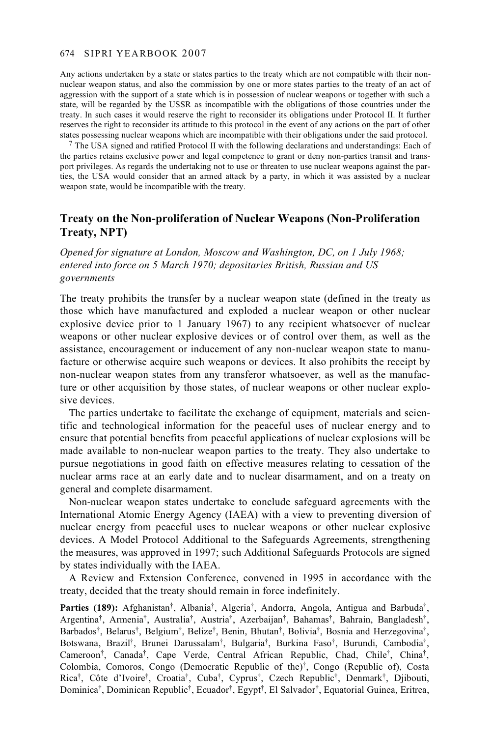Any actions undertaken by a state or states parties to the treaty which are not compatible with their non-nuclear weapon status, and also the commission by one or more states parties to the treaty of an act of aggression with the support of a state which is in possession of nuclear weapons or together with such a state, will be regarded by the USSR as incompatible with the obligations of those countries under the treaty. In such cases it would reserve the right to reconsider its obligations under Protocol II. It further reserves the right to reconsider its attitude to this protocol in the event of any actions on the part of other states possessing nuclear weapons which are incompatible with their obligations under the said protocol.

[7] The USA signed and ratified Protocol II with the following declarations and understandings: Each of the parties retains exclusive power and legal competence to grant or deny non-parties transit and transport privileges. As regards the undertaking not to use or threaten to use nuclear weapons against the parties, the USA would consider that an armed attack by a party, in which it was assisted by a nuclear weapon state, would be incompatible with the treaty.

## Treaty on the Non-proliferation of Nuclear Weapons (Non-Proliferation Treaty, NPT)

*Opened for signature at London, Moscow and Washington, DC, on 1 July 1968; entered into force on 5 March 1970; depositaries British, Russian and US governments*

The treaty prohibits the transfer by a nuclear weapon state (defined in the treaty as those which have manufactured and exploded a nuclear weapon or other nuclear explosive device prior to 1 January 1967) to any recipient whatsoever of nuclear weapons or other nuclear explosive devices or of control over them, as well as the assistance, encouragement or inducement of any non-nuclear weapon state to manufacture or otherwise acquire such weapons or devices. It also prohibits the receipt by non-nuclear weapon states from any transferor whatsoever, as well as the manufacture or other acquisition by those states, of nuclear weapons or other nuclear explosive devices.

The parties undertake to facilitate the exchange of equipment, materials and scientific and technological information for the peaceful uses of nuclear energy and to ensure that potential benefits from peaceful applications of nuclear explosions will be made available to non-nuclear weapon parties to the treaty. They also undertake to pursue negotiations in good faith on effective measures relating to cessation of the nuclear arms race at an early date and to nuclear disarmament, and on a treaty on general and complete disarmament.

Non-nuclear weapon states undertake to conclude safeguard agreements with the International Atomic Energy Agency (IAEA) with a view to preventing diversion of nuclear energy from peaceful uses to nuclear weapons or other nuclear explosive devices. A Model Protocol Additional to the Safeguards Agreements, strengthening the measures, was approved in 1997; such Additional Safeguards Protocols are signed by states individually with the IAEA.

A Review and Extension Conference, convened in 1995 in accordance with the treaty, decided that the treaty should remain in force indefinitely.

**Parties (189):** Afghanistan†, Albania†, Algeria†, Andorra, Angola, Antigua and Barbuda†, Argentina†, Armenia†, Australia†, Austria†, Azerbaijan†, Bahamas†, Bahrain, Bangladesh†, Barbados†, Belarus†, Belgium†, Belize†, Benin, Bhutan†, Bolivia†, Bosnia and Herzegovina†, Botswana, Brazil†, Brunei Darussalam†, Bulgaria†, Burkina Faso†, Burundi, Cambodia†, Cameroon†, Canada†, Cape Verde, Central African Republic, Chad, Chile†, China†, Colombia, Comoros, Congo (Democratic Republic of the)†, Congo (Republic of), Costa Rica†, Côte d'Ivoire†, Croatia†, Cuba†, Cyprus†, Czech Republic†, Denmark†, Djibouti, Dominica†, Dominican Republic†, Ecuador†, Egypt†, El Salvador†, Equatorial Guinea, Eritrea,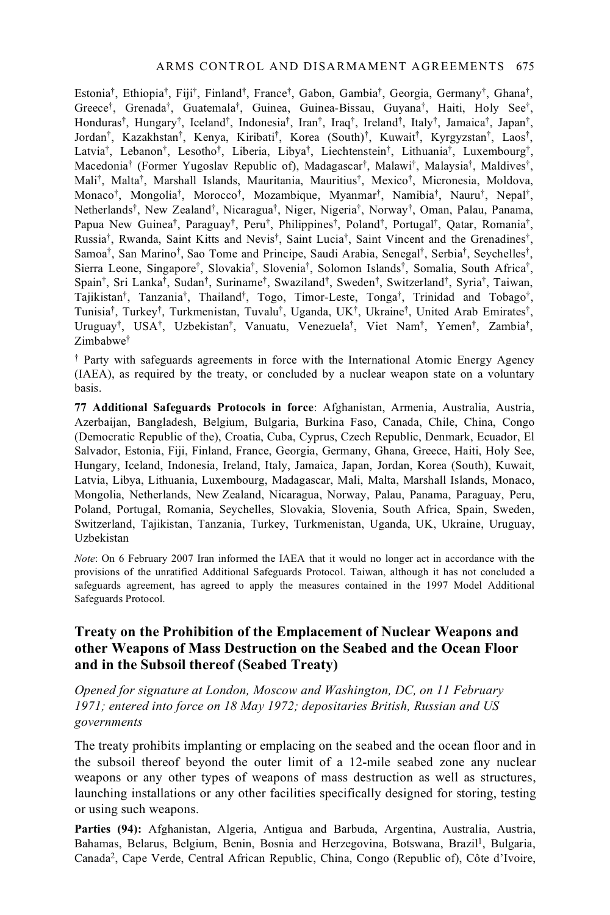Estonia†, Ethiopia†, Fiji†, Finland†, France†, Gabon, Gambia†, Georgia, Germany†, Ghana†, Greece†, Grenada†, Guatemala†, Guinea, Guinea-Bissau, Guyana†, Haiti, Holy See†, Honduras†, Hungary†, Iceland†, Indonesia†, Iran†, Iraq†, Ireland†, Italy†, Jamaica†, Japan†, Jordan†, Kazakhstan†, Kenya, Kiribati†, Korea (South)†, Kuwait†, Kyrgyzstan†, Laos†, Latvia†, Lebanon†, Lesotho†, Liberia, Libya†, Liechtenstein†, Lithuania†, Luxembourg†, Macedonia† (Former Yugoslav Republic of), Madagascar†, Malawi†, Malaysia†, Maldives†, Mali†, Malta†, Marshall Islands, Mauritania, Mauritius†, Mexico†, Micronesia, Moldova, Monaco†, Mongolia†, Morocco†, Mozambique, Myanmar†, Namibia†, Nauru†, Nepal†, Netherlands†, New Zealand†, Nicaragua†, Niger, Nigeria†, Norway†, Oman, Palau, Panama, Papua New Guinea†, Paraguay†, Peru†, Philippines†, Poland†, Portugal†, Qatar, Romania†, Russia†, Rwanda, Saint Kitts and Nevis†, Saint Lucia†, Saint Vincent and the Grenadines†, Samoa†, San Marino†, Sao Tome and Principe, Saudi Arabia, Senegal†, Serbia†, Seychelles†, Sierra Leone, Singapore†, Slovakia†, Slovenia†, Solomon Islands†, Somalia, South Africa†, Spain†, Sri Lanka†, Sudan†, Suriname†, Swaziland†, Sweden†, Switzerland†, Syria†, Taiwan, Tajikistan†, Tanzania†, Thailand†, Togo, Timor-Leste, Tonga†, Trinidad and Tobago†, Tunisia†, Turkey†, Turkmenistan, Tuvalu†, Uganda, UK†, Ukraine†, United Arab Emirates†, Uruguay†, USA†, Uzbekistan†, Vanuatu, Venezuela†, Viet Nam†, Yemen†, Zambia†, Zimbabwe†

† Party with safeguards agreements in force with the International Atomic Energy Agency (IAEA), as required by the treaty, or concluded by a nuclear weapon state on a voluntary basis.

**77 Additional Safeguards Protocols in force**: Afghanistan, Armenia, Australia, Austria, Azerbaijan, Bangladesh, Belgium, Bulgaria, Burkina Faso, Canada, Chile, China, Congo (Democratic Republic of the), Croatia, Cuba, Cyprus, Czech Republic, Denmark, Ecuador, El Salvador, Estonia, Fiji, Finland, France, Georgia, Germany, Ghana, Greece, Haiti, Holy See, Hungary, Iceland, Indonesia, Ireland, Italy, Jamaica, Japan, Jordan, Korea (South), Kuwait, Latvia, Libya, Lithuania, Luxembourg, Madagascar, Mali, Malta, Marshall Islands, Monaco, Mongolia, Netherlands, New Zealand, Nicaragua, Norway, Palau, Panama, Paraguay, Peru, Poland, Portugal, Romania, Seychelles, Slovakia, Slovenia, South Africa, Spain, Sweden, Switzerland, Tajikistan, Tanzania, Turkey, Turkmenistan, Uganda, UK, Ukraine, Uruguay, Uzbekistan

*Note*: On 6 February 2007 Iran informed the IAEA that it would no longer act in accordance with the provisions of the unratified Additional Safeguards Protocol. Taiwan, although it has not concluded a safeguards agreement, has agreed to apply the measures contained in the 1997 Model Additional Safeguards Protocol.

## Treaty on the Prohibition of the Emplacement of Nuclear Weapons and other Weapons of Mass Destruction on the Seabed and the Ocean Floor and in the Subsoil thereof (Seabed Treaty)

*Opened for signature at London, Moscow and Washington, DC, on 11 February 1971; entered into force on 18 May 1972; depositaries British, Russian and US governments*

The treaty prohibits implanting or emplacing on the seabed and the ocean floor and in the subsoil thereof beyond the outer limit of a 12-mile seabed zone any nuclear weapons or any other types of weapons of mass destruction as well as structures, launching installations or any other facilities specifically designed for storing, testing or using such weapons.

**Parties (94):** Afghanistan, Algeria, Antigua and Barbuda, Argentina, Australia, Austria, Bahamas, Belarus, Belgium, Benin, Bosnia and Herzegovina, Botswana, Brazil[1], Bulgaria, Canada[2], Cape Verde, Central African Republic, China, Congo (Republic of), Côte d'Ivoire,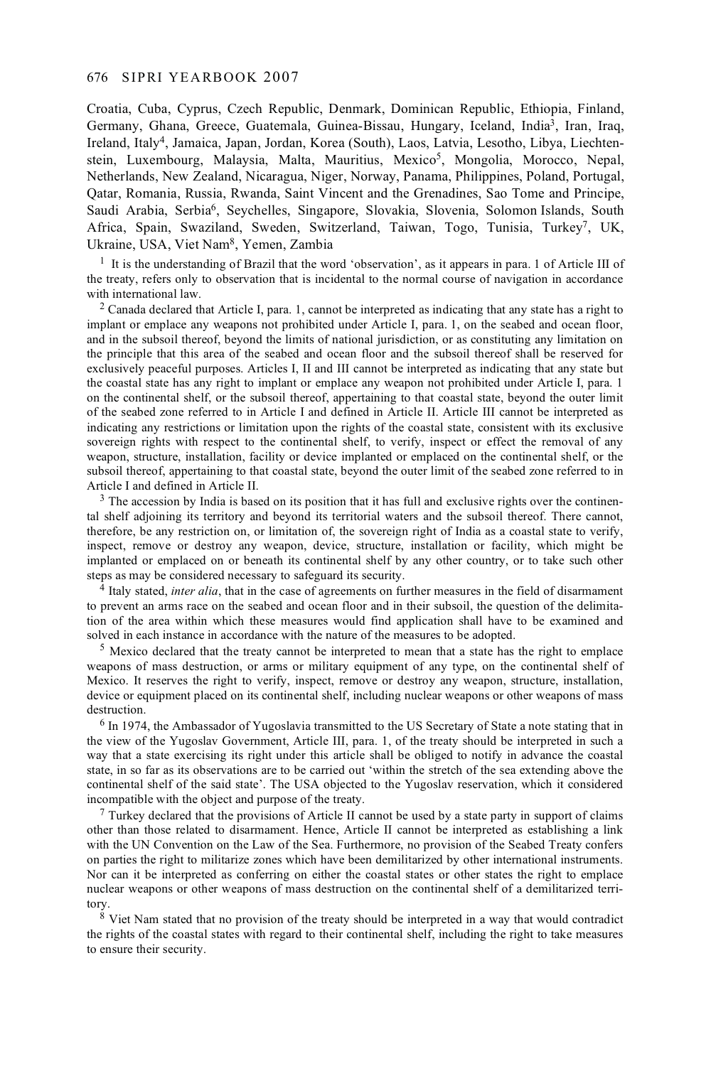Croatia, Cuba, Cyprus, Czech Republic, Denmark, Dominican Republic, Ethiopia, Finland, Germany, Ghana, Greece, Guatemala, Guinea-Bissau, Hungary, Iceland, India[3], Iran, Iraq, Ireland, Italy[4], Jamaica, Japan, Jordan, Korea (South), Laos, Latvia, Lesotho, Libya, Liechtenstein, Luxembourg, Malaysia, Malta, Mauritius, Mexico[5], Mongolia, Morocco, Nepal, Netherlands, New Zealand, Nicaragua, Niger, Norway, Panama, Philippines, Poland, Portugal, Qatar, Romania, Russia, Rwanda, Saint Vincent and the Grenadines, Sao Tome and Principe, Saudi Arabia, Serbia[6], Seychelles, Singapore, Slovakia, Slovenia, Solomon Islands, South Africa, Spain, Swaziland, Sweden, Switzerland, Taiwan, Togo, Tunisia, Turkey[7], UK, Ukraine, USA, Viet Nam[8], Yemen, Zambia

[1] It is the understanding of Brazil that the word 'observation', as it appears in para. 1 of Article III of the treaty, refers only to observation that is incidental to the normal course of navigation in accordance with international law.

[2] Canada declared that Article I, para. 1, cannot be interpreted as indicating that any state has a right to implant or emplace any weapons not prohibited under Article I, para. 1, on the seabed and ocean floor, and in the subsoil thereof, beyond the limits of national jurisdiction, or as constituting any limitation on the principle that this area of the seabed and ocean floor and the subsoil thereof shall be reserved for exclusively peaceful purposes. Articles I, II and III cannot be interpreted as indicating that any state but the coastal state has any right to implant or emplace any weapon not prohibited under Article I, para. 1 on the continental shelf, or the subsoil thereof, appertaining to that coastal state, beyond the outer limit of the seabed zone referred to in Article I and defined in Article II. Article III cannot be interpreted as indicating any restrictions or limitation upon the rights of the coastal state, consistent with its exclusive sovereign rights with respect to the continental shelf, to verify, inspect or effect the removal of any weapon, structure, installation, facility or device implanted or emplaced on the continental shelf, or the subsoil thereof, appertaining to that coastal state, beyond the outer limit of the seabed zone referred to in Article I and defined in Article II.

[3] The accession by India is based on its position that it has full and exclusive rights over the continental shelf adjoining its territory and beyond its territorial waters and the subsoil thereof. There cannot, therefore, be any restriction on, or limitation of, the sovereign right of India as a coastal state to verify, inspect, remove or destroy any weapon, device, structure, installation or facility, which might be implanted or emplaced on or beneath its continental shelf by any other country, or to take such other steps as may be considered necessary to safeguard its security.

[4] Italy stated, *inter alia*, that in the case of agreements on further measures in the field of disarmament to prevent an arms race on the seabed and ocean floor and in their subsoil, the question of the delimitation of the area within which these measures would find application shall have to be examined and solved in each instance in accordance with the nature of the measures to be adopted.

[5] Mexico declared that the treaty cannot be interpreted to mean that a state has the right to emplace weapons of mass destruction, or arms or military equipment of any type, on the continental shelf of Mexico. It reserves the right to verify, inspect, remove or destroy any weapon, structure, installation, device or equipment placed on its continental shelf, including nuclear weapons or other weapons of mass destruction.

[6] In 1974, the Ambassador of Yugoslavia transmitted to the US Secretary of State a note stating that in the view of the Yugoslav Government, Article III, para. 1, of the treaty should be interpreted in such a way that a state exercising its right under this article shall be obliged to notify in advance the coastal state, in so far as its observations are to be carried out 'within the stretch of the sea extending above the continental shelf of the said state'. The USA objected to the Yugoslav reservation, which it considered incompatible with the object and purpose of the treaty.

[7] Turkey declared that the provisions of Article II cannot be used by a state party in support of claims other than those related to disarmament. Hence, Article II cannot be interpreted as establishing a link with the UN Convention on the Law of the Sea. Furthermore, no provision of the Seabed Treaty confers on parties the right to militarize zones which have been demilitarized by other international instruments. Nor can it be interpreted as conferring on either the coastal states or other states the right to emplace nuclear weapons or other weapons of mass destruction on the continental shelf of a demilitarized territory.

[8] Viet Nam stated that no provision of the treaty should be interpreted in a way that would contradict the rights of the coastal states with regard to their continental shelf, including the right to take measures to ensure their security.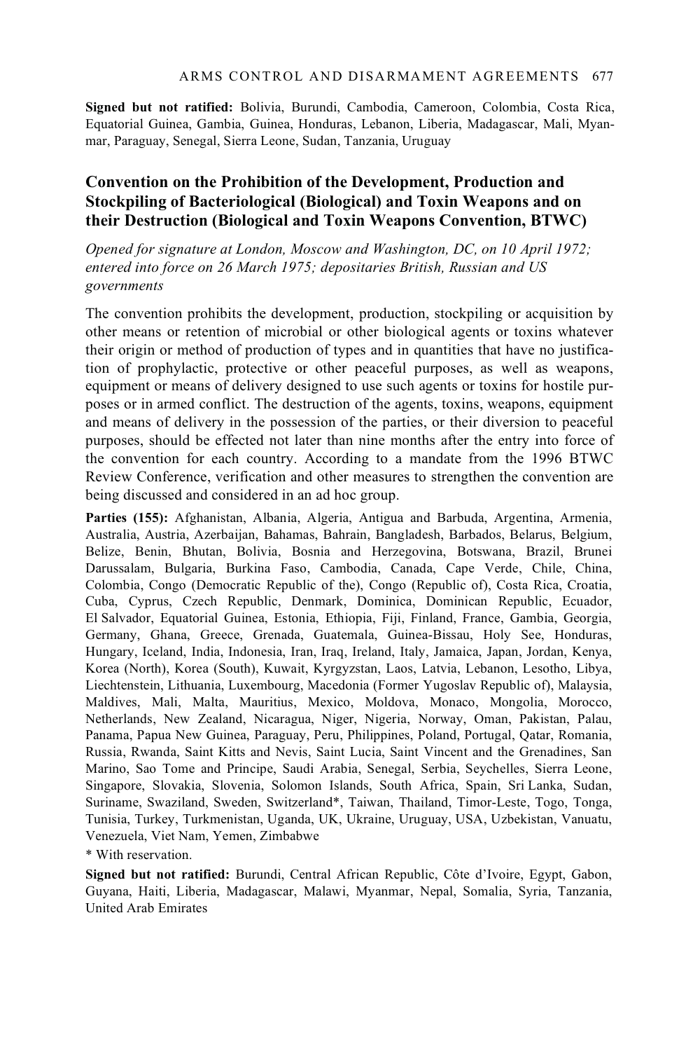**Signed but not ratified:** Bolivia, Burundi, Cambodia, Cameroon, Colombia, Costa Rica, Equatorial Guinea, Gambia, Guinea, Honduras, Lebanon, Liberia, Madagascar, Mali, Myanmar, Paraguay, Senegal, Sierra Leone, Sudan, Tanzania, Uruguay

## Convention on the Prohibition of the Development, Production and Stockpiling of Bacteriological (Biological) and Toxin Weapons and on their Destruction (Biological and Toxin Weapons Convention, BTWC)

*Opened for signature at London, Moscow and Washington, DC, on 10 April 1972; entered into force on 26 March 1975; depositaries British, Russian and US governments*

The convention prohibits the development, production, stockpiling or acquisition by other means or retention of microbial or other biological agents or toxins whatever their origin or method of production of types and in quantities that have no justification of prophylactic, protective or other peaceful purposes, as well as weapons, equipment or means of delivery designed to use such agents or toxins for hostile purposes or in armed conflict. The destruction of the agents, toxins, weapons, equipment and means of delivery in the possession of the parties, or their diversion to peaceful purposes, should be effected not later than nine months after the entry into force of the convention for each country. According to a mandate from the 1996 BTWC Review Conference, verification and other measures to strengthen the convention are being discussed and considered in an ad hoc group.

**Parties (155):** Afghanistan, Albania, Algeria, Antigua and Barbuda, Argentina, Armenia, Australia, Austria, Azerbaijan, Bahamas, Bahrain, Bangladesh, Barbados, Belarus, Belgium, Belize, Benin, Bhutan, Bolivia, Bosnia and Herzegovina, Botswana, Brazil, Brunei Darussalam, Bulgaria, Burkina Faso, Cambodia, Canada, Cape Verde, Chile, China, Colombia, Congo (Democratic Republic of the), Congo (Republic of), Costa Rica, Croatia, Cuba, Cyprus, Czech Republic, Denmark, Dominica, Dominican Republic, Ecuador, El Salvador, Equatorial Guinea, Estonia, Ethiopia, Fiji, Finland, France, Gambia, Georgia, Germany, Ghana, Greece, Grenada, Guatemala, Guinea-Bissau, Holy See, Honduras, Hungary, Iceland, India, Indonesia, Iran, Iraq, Ireland, Italy, Jamaica, Japan, Jordan, Kenya, Korea (North), Korea (South), Kuwait, Kyrgyzstan, Laos, Latvia, Lebanon, Lesotho, Libya, Liechtenstein, Lithuania, Luxembourg, Macedonia (Former Yugoslav Republic of), Malaysia, Maldives, Mali, Malta, Mauritius, Mexico, Moldova, Monaco, Mongolia, Morocco, Netherlands, New Zealand, Nicaragua, Niger, Nigeria, Norway, Oman, Pakistan, Palau, Panama, Papua New Guinea, Paraguay, Peru, Philippines, Poland, Portugal, Qatar, Romania, Russia, Rwanda, Saint Kitts and Nevis, Saint Lucia, Saint Vincent and the Grenadines, San Marino, Sao Tome and Principe, Saudi Arabia, Senegal, Serbia, Seychelles, Sierra Leone, Singapore, Slovakia, Slovenia, Solomon Islands, South Africa, Spain, Sri Lanka, Sudan, Suriname, Swaziland, Sweden, Switzerland*, Taiwan, Thailand, Timor-Leste, Togo, Tonga, Tunisia, Turkey, Turkmenistan, Uganda, UK, Ukraine, Uruguay, USA, Uzbekistan, Vanuatu, Venezuela, Viet Nam, Yemen, Zimbabwe

\* With reservation.

**Signed but not ratified:** Burundi, Central African Republic, Côte d'Ivoire, Egypt, Gabon, Guyana, Haiti, Liberia, Madagascar, Malawi, Myanmar, Nepal, Somalia, Syria, Tanzania, United Arab Emirates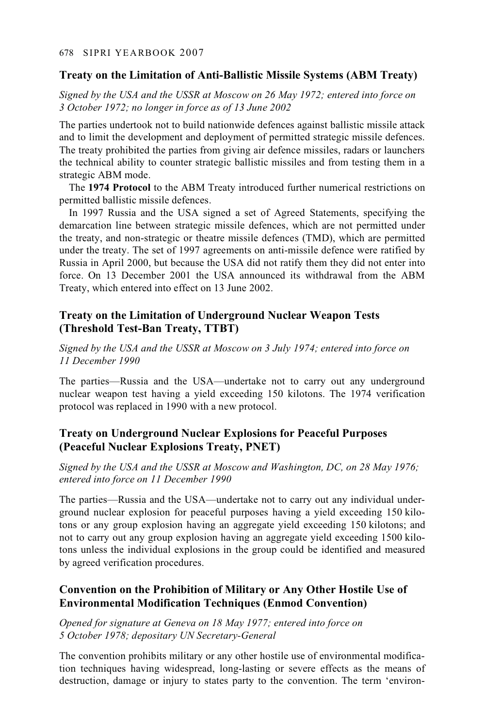## Treaty on the Limitation of Anti-Ballistic Missile Systems (ABM Treaty)

*Signed by the USA and the USSR at Moscow on 26 May 1972; entered into force on 3 October 1972; no longer in force as of 13 June 2002*

The parties undertook not to build nationwide defences against ballistic missile attack and to limit the development and deployment of permitted strategic missile defences. The treaty prohibited the parties from giving air defence missiles, radars or launchers the technical ability to counter strategic ballistic missiles and from testing them in a strategic ABM mode.

The **1974 Protocol** to the ABM Treaty introduced further numerical restrictions on permitted ballistic missile defences.

In 1997 Russia and the USA signed a set of Agreed Statements, specifying the demarcation line between strategic missile defences, which are not permitted under the treaty, and non-strategic or theatre missile defences (TMD), which are permitted under the treaty. The set of 1997 agreements on anti-missile defence were ratified by Russia in April 2000, but because the USA did not ratify them they did not enter into force. On 13 December 2001 the USA announced its withdrawal from the ABM Treaty, which entered into effect on 13 June 2002.

## Treaty on the Limitation of Underground Nuclear Weapon Tests (Threshold Test-Ban Treaty, TTBT)

*Signed by the USA and the USSR at Moscow on 3 July 1974; entered into force on 11 December 1990*

The parties—Russia and the USA—undertake not to carry out any underground nuclear weapon test having a yield exceeding 150 kilotons. The 1974 verification protocol was replaced in 1990 with a new protocol.

## Treaty on Underground Nuclear Explosions for Peaceful Purposes (Peaceful Nuclear Explosions Treaty, PNET)

*Signed by the USA and the USSR at Moscow and Washington, DC, on 28 May 1976; entered into force on 11 December 1990*

The parties—Russia and the USA—undertake not to carry out any individual underground nuclear explosion for peaceful purposes having a yield exceeding 150 kilotons or any group explosion having an aggregate yield exceeding 150 kilotons; and not to carry out any group explosion having an aggregate yield exceeding 1500 kilotons unless the individual explosions in the group could be identified and measured by agreed verification procedures.

## Convention on the Prohibition of Military or Any Other Hostile Use of Environmental Modification Techniques (Enmod Convention)

*Opened for signature at Geneva on 18 May 1977; entered into force on 5 October 1978; depositary UN Secretary-General*

The convention prohibits military or any other hostile use of environmental modification techniques having widespread, long-lasting or severe effects as the means of destruction, damage or injury to states party to the convention. The term 'environ-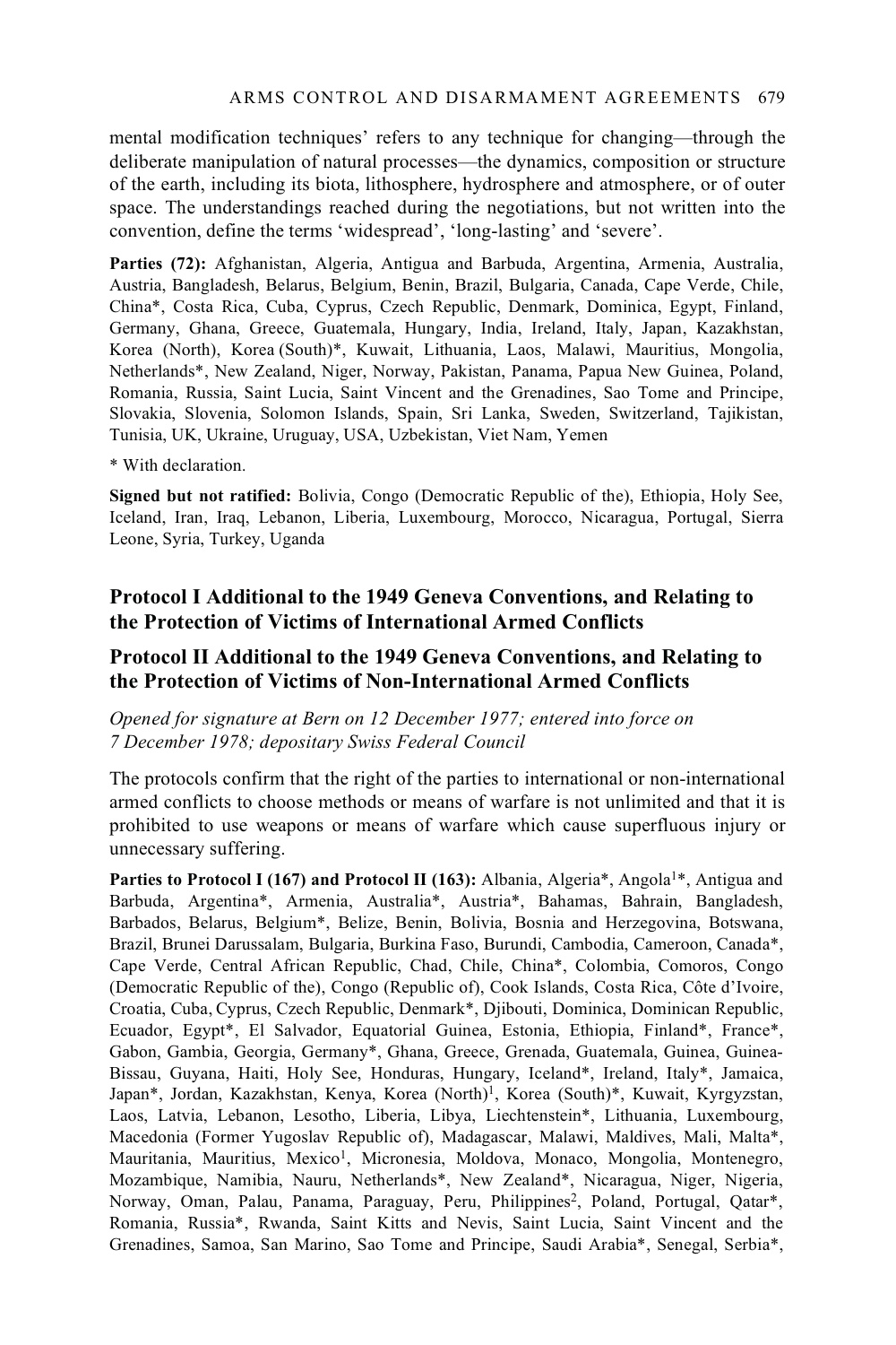mental modification techniques' refers to any technique for changing—through the deliberate manipulation of natural processes—the dynamics, composition or structure of the earth, including its biota, lithosphere, hydrosphere and atmosphere, or of outer space. The understandings reached during the negotiations, but not written into the convention, define the terms 'widespread', 'long-lasting' and 'severe'.

**Parties (72):** Afghanistan, Algeria, Antigua and Barbuda, Argentina, Armenia, Australia, Austria, Bangladesh, Belarus, Belgium, Benin, Brazil, Bulgaria, Canada, Cape Verde, Chile, China*, Costa Rica, Cuba, Cyprus, Czech Republic, Denmark, Dominica, Egypt, Finland, Germany, Ghana, Greece, Guatemala, Hungary, India, Ireland, Italy, Japan, Kazakhstan, Korea (North), Korea (South)*, Kuwait, Lithuania, Laos, Malawi, Mauritius, Mongolia, Netherlands*, New Zealand, Niger, Norway, Pakistan, Panama, Papua New Guinea, Poland, Romania, Russia, Saint Lucia, Saint Vincent and the Grenadines, Sao Tome and Principe, Slovakia, Slovenia, Solomon Islands, Spain, Sri Lanka, Sweden, Switzerland, Tajikistan, Tunisia, UK, Ukraine, Uruguay, USA, Uzbekistan, Viet Nam, Yemen

\* With declaration.

**Signed but not ratified:** Bolivia, Congo (Democratic Republic of the), Ethiopia, Holy See, Iceland, Iran, Iraq, Lebanon, Liberia, Luxembourg, Morocco, Nicaragua, Portugal, Sierra Leone, Syria, Turkey, Uganda

## Protocol I Additional to the 1949 Geneva Conventions, and Relating to the Protection of Victims of International Armed Conflicts

## Protocol II Additional to the 1949 Geneva Conventions, and Relating to the Protection of Victims of Non-International Armed Conflicts

*Opened for signature at Bern on 12 December 1977; entered into force on 7 December 1978; depositary Swiss Federal Council*

The protocols confirm that the right of the parties to international or non-international armed conflicts to choose methods or means of warfare is not unlimited and that it is prohibited to use weapons or means of warfare which cause superfluous injury or unnecessary suffering.

**Parties to Protocol I (167) and Protocol II (163):** Albania, Algeria*, Angola[1]*, Antigua and Barbuda, Argentina*, Armenia, Australia*, Austria*, Bahamas, Bahrain, Bangladesh, Barbados, Belarus, Belgium*, Belize, Benin, Bolivia, Bosnia and Herzegovina, Botswana, Brazil, Brunei Darussalam, Bulgaria, Burkina Faso, Burundi, Cambodia, Cameroon, Canada*, Cape Verde, Central African Republic, Chad, Chile, China*, Colombia, Comoros, Congo (Democratic Republic of the), Congo (Republic of), Cook Islands, Costa Rica, Côte d'Ivoire, Croatia, Cuba, Cyprus, Czech Republic, Denmark*, Djibouti, Dominica, Dominican Republic, Ecuador, Egypt*, El Salvador, Equatorial Guinea, Estonia, Ethiopia, Finland*, France*, Gabon, Gambia, Georgia, Germany*, Ghana, Greece, Grenada, Guatemala, Guinea, Guinea-Bissau, Guyana, Haiti, Holy See, Honduras, Hungary, Iceland*, Ireland, Italy*, Jamaica, Japan*, Jordan, Kazakhstan, Kenya, Korea (North)[1], Korea (South)*, Kuwait, Kyrgyzstan, Laos, Latvia, Lebanon, Lesotho, Liberia, Libya, Liechtenstein*, Lithuania, Luxembourg, Macedonia (Former Yugoslav Republic of), Madagascar, Malawi, Maldives, Mali, Malta*, Mauritania, Mauritius, Mexico[1], Micronesia, Moldova, Monaco, Mongolia, Montenegro, Mozambique, Namibia, Nauru, Netherlands*, New Zealand*, Nicaragua, Niger, Nigeria, Norway, Oman, Palau, Panama, Paraguay, Peru, Philippines[2], Poland, Portugal, Qatar*, Romania, Russia*, Rwanda, Saint Kitts and Nevis, Saint Lucia, Saint Vincent and the Grenadines, Samoa, San Marino, Sao Tome and Principe, Saudi Arabia*, Senegal, Serbia*,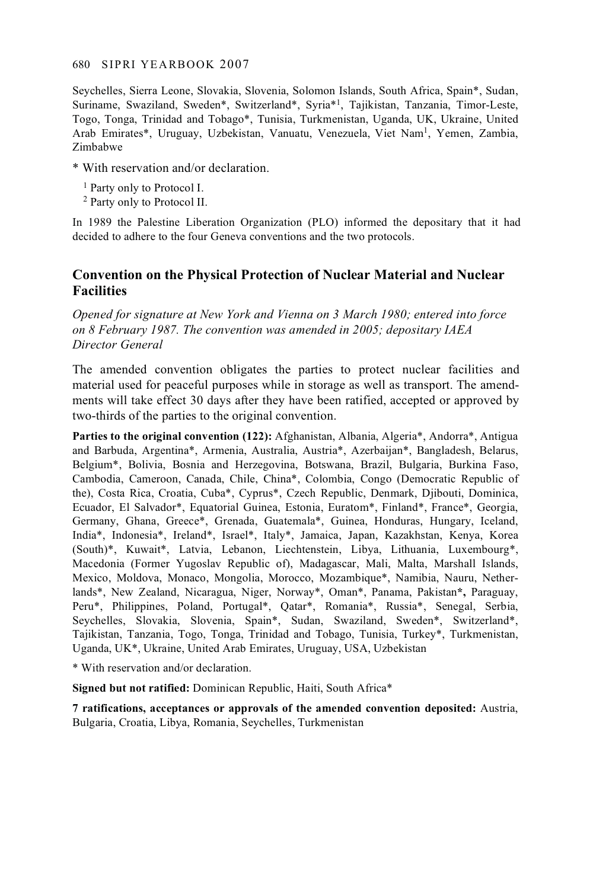Seychelles, Sierra Leone, Slovakia, Slovenia, Solomon Islands, South Africa, Spain*, Sudan, Suriname, Swaziland, Sweden*, Switzerland*, Syria*[1], Tajikistan, Tanzania, Timor-Leste, Togo, Tonga, Trinidad and Tobago*, Tunisia, Turkmenistan, Uganda, UK, Ukraine, United Arab Emirates*, Uruguay, Uzbekistan, Vanuatu, Venezuela, Viet Nam[1], Yemen, Zambia, Zimbabwe

\* With reservation and/or declaration.

[1] Party only to Protocol I.

[2] Party only to Protocol II.

In 1989 the Palestine Liberation Organization (PLO) informed the depositary that it had decided to adhere to the four Geneva conventions and the two protocols.

## Convention on the Physical Protection of Nuclear Material and Nuclear Facilities

*Opened for signature at New York and Vienna on 3 March 1980; entered into force on 8 February 1987. The convention was amended in 2005; depositary IAEA Director General*

The amended convention obligates the parties to protect nuclear facilities and material used for peaceful purposes while in storage as well as transport. The amendments will take effect 30 days after they have been ratified, accepted or approved by two-thirds of the parties to the original convention.

**Parties to the original convention (122):** Afghanistan, Albania, Algeria*, Andorra*, Antigua and Barbuda, Argentina*, Armenia, Australia, Austria*, Azerbaijan*, Bangladesh, Belarus, Belgium*, Bolivia, Bosnia and Herzegovina, Botswana, Brazil, Bulgaria, Burkina Faso, Cambodia, Cameroon, Canada, Chile, China*, Colombia, Congo (Democratic Republic of the), Costa Rica, Croatia, Cuba*, Cyprus*, Czech Republic, Denmark, Djibouti, Dominica, Ecuador, El Salvador*, Equatorial Guinea, Estonia, Euratom*, Finland*, France*, Georgia, Germany, Ghana, Greece*, Grenada, Guatemala*, Guinea, Honduras, Hungary, Iceland, India*, Indonesia*, Ireland*, Israel*, Italy*, Jamaica, Japan, Kazakhstan, Kenya, Korea (South)*, Kuwait*, Latvia, Lebanon, Liechtenstein, Libya, Lithuania, Luxembourg*, Macedonia (Former Yugoslav Republic of), Madagascar, Mali, Malta, Marshall Islands, Mexico, Moldova, Monaco, Mongolia, Morocco, Mozambique*, Namibia, Nauru, Netherlands*, New Zealand, Nicaragua, Niger, Norway*, Oman*, Panama, Pakistan*, Paraguay, Peru*, Philippines, Poland, Portugal*, Qatar*, Romania*, Russia*, Senegal, Serbia, Seychelles, Slovakia, Slovenia, Spain*, Sudan, Swaziland, Sweden*, Switzerland*, Tajikistan, Tanzania, Togo, Tonga, Trinidad and Tobago, Tunisia, Turkey*, Turkmenistan, Uganda, UK*, Ukraine, United Arab Emirates, Uruguay, USA, Uzbekistan

\* With reservation and/or declaration.

**Signed but not ratified:** Dominican Republic, Haiti, South Africa*

**7 ratifications, acceptances or approvals of the amended convention deposited:** Austria, Bulgaria, Croatia, Libya, Romania, Seychelles, Turkmenistan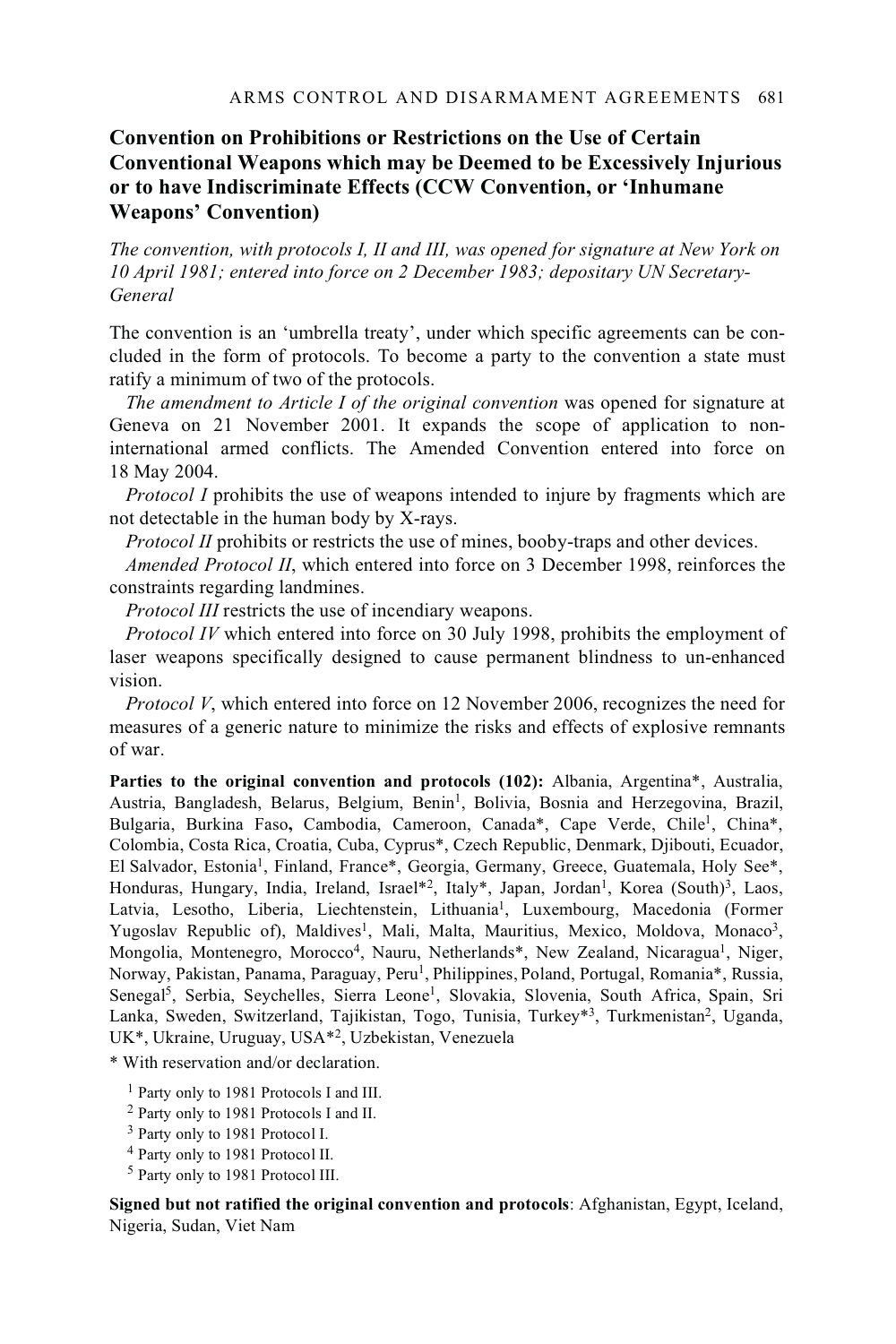## Convention on Prohibitions or Restrictions on the Use of Certain Conventional Weapons which may be Deemed to be Excessively Injurious or to have Indiscriminate Effects (CCW Convention, or 'Inhumane Weapons' Convention)

*The convention, with protocols I, II and III, was opened for signature at New York on 10 April 1981; entered into force on 2 December 1983; depositary UN Secretary-General*

The convention is an 'umbrella treaty', under which specific agreements can be concluded in the form of protocols. To become a party to the convention a state must ratify a minimum of two of the protocols.

*The amendment to Article I of the original convention* was opened for signature at Geneva on 21 November 2001. It expands the scope of application to non-international armed conflicts. The Amended Convention entered into force on 18 May 2004.

*Protocol I* prohibits the use of weapons intended to injure by fragments which are not detectable in the human body by X-rays.

*Protocol II* prohibits or restricts the use of mines, booby-traps and other devices.

*Amended Protocol II*, which entered into force on 3 December 1998, reinforces the constraints regarding landmines.

*Protocol III* restricts the use of incendiary weapons.

*Protocol IV* which entered into force on 30 July 1998, prohibits the employment of laser weapons specifically designed to cause permanent blindness to un-enhanced vision.

*Protocol V*, which entered into force on 12 November 2006, recognizes the need for measures of a generic nature to minimize the risks and effects of explosive remnants of war.

**Parties to the original convention and protocols (102):** Albania, Argentina*, Australia, Austria, Bangladesh, Belarus, Belgium, Benin[1], Bolivia, Bosnia and Herzegovina, Brazil, Bulgaria, Burkina Faso, Cambodia, Cameroon, Canada*, Cape Verde, Chile[1], China*, Colombia, Costa Rica, Croatia, Cuba, Cyprus*, Czech Republic, Denmark, Djibouti, Ecuador, El Salvador, Estonia[1], Finland, France*, Georgia, Germany, Greece, Guatemala, Holy See*, Honduras, Hungary, India, Ireland, Israel*[2], Italy*, Japan, Jordan[1], Korea (South)[3], Laos, Latvia, Lesotho, Liberia, Liechtenstein, Lithuania[1], Luxembourg, Macedonia (Former Yugoslav Republic of), Maldives[1], Mali, Malta, Mauritius, Mexico, Moldova, Monaco[3], Mongolia, Montenegro, Morocco[4], Nauru, Netherlands*, New Zealand, Nicaragua[1], Niger, Norway, Pakistan, Panama, Paraguay, Peru[1], Philippines, Poland, Portugal, Romania*, Russia, Senegal[5], Serbia, Seychelles, Sierra Leone[1], Slovakia, Slovenia, South Africa, Spain, Sri Lanka, Sweden, Switzerland, Tajikistan, Togo, Tunisia, Turkey*[3], Turkmenistan[2], Uganda, UK*, Ukraine, Uruguay, USA*[2], Uzbekistan, Venezuela

\* With reservation and/or declaration.

[1] Party only to 1981 Protocols I and III.

[2] Party only to 1981 Protocols I and II.

[3] Party only to 1981 Protocol I.

[4] Party only to 1981 Protocol II.

[5] Party only to 1981 Protocol III.

**Signed but not ratified the original convention and protocols**: Afghanistan, Egypt, Iceland, Nigeria, Sudan, Viet Nam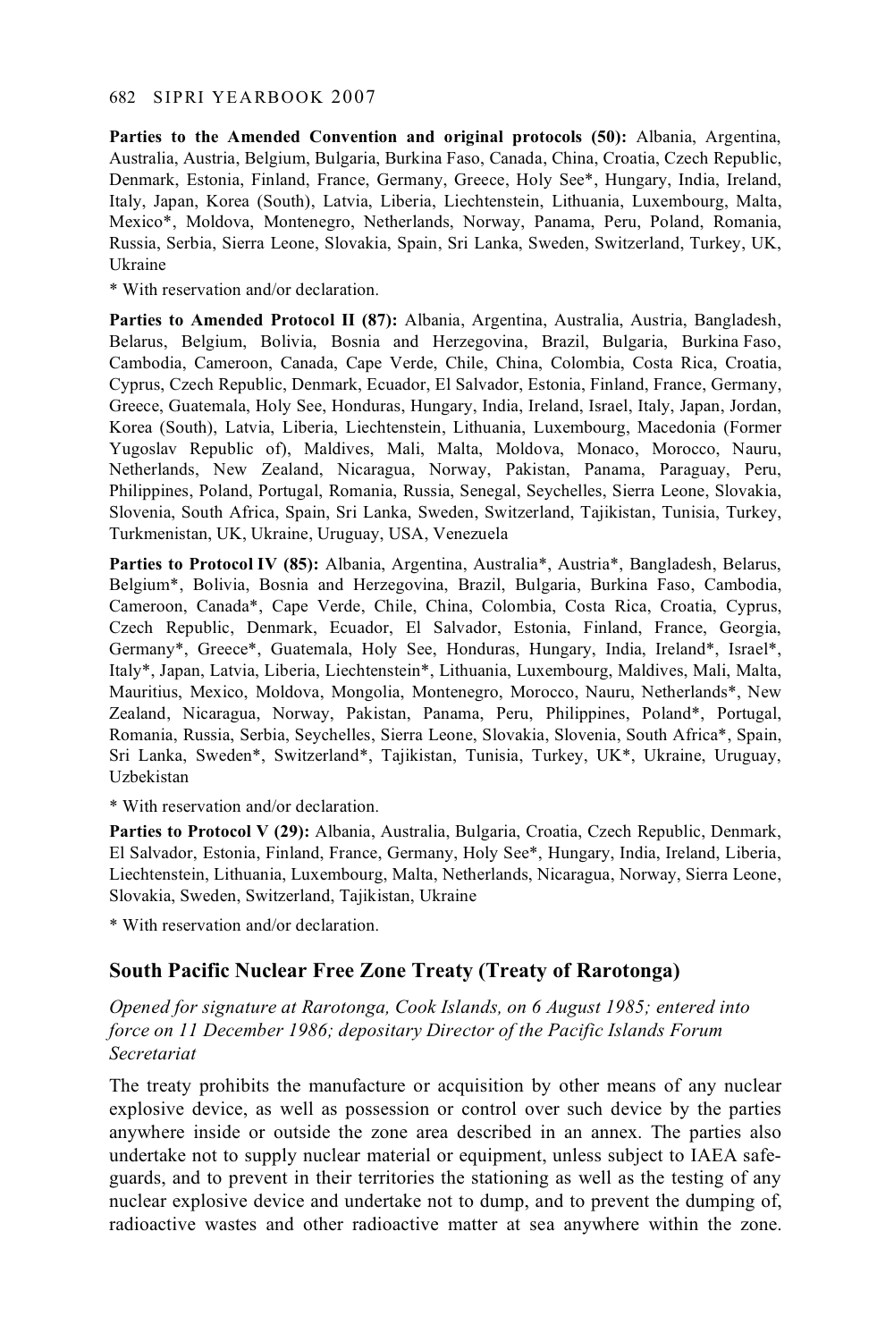**Parties to the Amended Convention and original protocols (50):** Albania, Argentina, Australia, Austria, Belgium, Bulgaria, Burkina Faso, Canada, China, Croatia, Czech Republic, Denmark, Estonia, Finland, France, Germany, Greece, Holy See*, Hungary, India, Ireland, Italy, Japan, Korea (South), Latvia, Liberia, Liechtenstein, Lithuania, Luxembourg, Malta, Mexico*, Moldova, Montenegro, Netherlands, Norway, Panama, Peru, Poland, Romania, Russia, Serbia, Sierra Leone, Slovakia, Spain, Sri Lanka, Sweden, Switzerland, Turkey, UK, Ukraine

* With reservation and/or declaration.

**Parties to Amended Protocol II (87):** Albania, Argentina, Australia, Austria, Bangladesh, Belarus, Belgium, Bolivia, Bosnia and Herzegovina, Brazil, Bulgaria, Burkina Faso, Cambodia, Cameroon, Canada, Cape Verde, Chile, China, Colombia, Costa Rica, Croatia, Cyprus, Czech Republic, Denmark, Ecuador, El Salvador, Estonia, Finland, France, Germany, Greece, Guatemala, Holy See, Honduras, Hungary, India, Ireland, Israel, Italy, Japan, Jordan, Korea (South), Latvia, Liberia, Liechtenstein, Lithuania, Luxembourg, Macedonia (Former Yugoslav Republic of), Maldives, Mali, Malta, Moldova, Monaco, Morocco, Nauru, Netherlands, New Zealand, Nicaragua, Norway, Pakistan, Panama, Paraguay, Peru, Philippines, Poland, Portugal, Romania, Russia, Senegal, Seychelles, Sierra Leone, Slovakia, Slovenia, South Africa, Spain, Sri Lanka, Sweden, Switzerland, Tajikistan, Tunisia, Turkey, Turkmenistan, UK, Ukraine, Uruguay, USA, Venezuela

**Parties to Protocol IV (85):** Albania, Argentina, Australia*, Austria*, Bangladesh, Belarus, Belgium*, Bolivia, Bosnia and Herzegovina, Brazil, Bulgaria, Burkina Faso, Cambodia, Cameroon, Canada*, Cape Verde, Chile, China, Colombia, Costa Rica, Croatia, Cyprus, Czech Republic, Denmark, Ecuador, El Salvador, Estonia, Finland, France, Georgia, Germany*, Greece*, Guatemala, Holy See, Honduras, Hungary, India, Ireland*, Israel*, Italy*, Japan, Latvia, Liberia, Liechtenstein*, Lithuania, Luxembourg, Maldives, Mali, Malta, Mauritius, Mexico, Moldova, Mongolia, Montenegro, Morocco, Nauru, Netherlands*, New Zealand, Nicaragua, Norway, Pakistan, Panama, Peru, Philippines, Poland*, Portugal, Romania, Russia, Serbia, Seychelles, Sierra Leone, Slovakia, Slovenia, South Africa*, Spain, Sri Lanka, Sweden*, Switzerland*, Tajikistan, Tunisia, Turkey, UK*, Ukraine, Uruguay, Uzbekistan

* With reservation and/or declaration.

**Parties to Protocol V (29):** Albania, Australia, Bulgaria, Croatia, Czech Republic, Denmark, El Salvador, Estonia, Finland, France, Germany, Holy See*, Hungary, India, Ireland, Liberia, Liechtenstein, Lithuania, Luxembourg, Malta, Netherlands, Nicaragua, Norway, Sierra Leone, Slovakia, Sweden, Switzerland, Tajikistan, Ukraine

* With reservation and/or declaration.

## South Pacific Nuclear Free Zone Treaty (Treaty of Rarotonga)

*Opened for signature at Rarotonga, Cook Islands, on 6 August 1985; entered into force on 11 December 1986; depositary Director of the Pacific Islands Forum Secretariat*

The treaty prohibits the manufacture or acquisition by other means of any nuclear explosive device, as well as possession or control over such device by the parties anywhere inside or outside the zone area described in an annex. The parties also undertake not to supply nuclear material or equipment, unless subject to IAEA safeguards, and to prevent in their territories the stationing as well as the testing of any nuclear explosive device and undertake not to dump, and to prevent the dumping of, radioactive wastes and other radioactive matter at sea anywhere within the zone.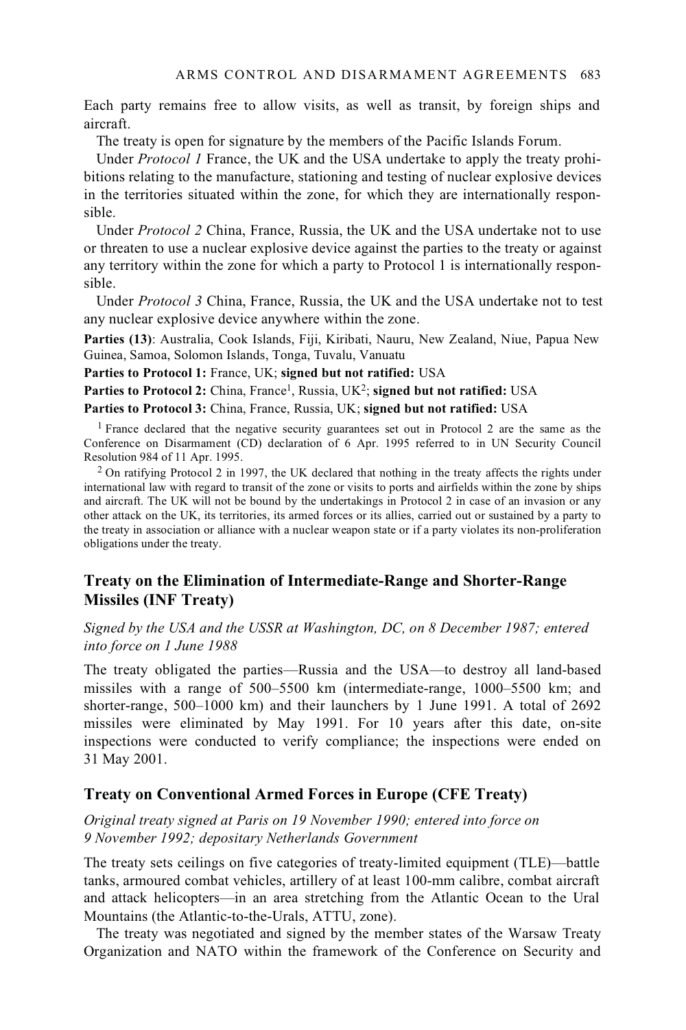Each party remains free to allow visits, as well as transit, by foreign ships and aircraft.

The treaty is open for signature by the members of the Pacific Islands Forum.

Under *Protocol 1* France, the UK and the USA undertake to apply the treaty prohibitions relating to the manufacture, stationing and testing of nuclear explosive devices in the territories situated within the zone, for which they are internationally responsible.

Under *Protocol 2* China, France, Russia, the UK and the USA undertake not to use or threaten to use a nuclear explosive device against the parties to the treaty or against any territory within the zone for which a party to Protocol 1 is internationally responsible.

Under *Protocol 3* China, France, Russia, the UK and the USA undertake not to test any nuclear explosive device anywhere within the zone.

**Parties (13)**: Australia, Cook Islands, Fiji, Kiribati, Nauru, New Zealand, Niue, Papua New Guinea, Samoa, Solomon Islands, Tonga, Tuvalu, Vanuatu

**Parties to Protocol 1:** France, UK; **signed but not ratified:** USA

**Parties to Protocol 2:** China, France[1], Russia, UK[2]; **signed but not ratified:** USA

**Parties to Protocol 3:** China, France, Russia, UK; **signed but not ratified:** USA

[1] France declared that the negative security guarantees set out in Protocol 2 are the same as the Conference on Disarmament (CD) declaration of 6 Apr. 1995 referred to in UN Security Council Resolution 984 of 11 Apr. 1995.

[2] On ratifying Protocol 2 in 1997, the UK declared that nothing in the treaty affects the rights under international law with regard to transit of the zone or visits to ports and airfields within the zone by ships and aircraft. The UK will not be bound by the undertakings in Protocol 2 in case of an invasion or any other attack on the UK, its territories, its armed forces or its allies, carried out or sustained by a party to the treaty in association or alliance with a nuclear weapon state or if a party violates its non-proliferation obligations under the treaty.

## Treaty on the Elimination of Intermediate-Range and Shorter-Range Missiles (INF Treaty)

*Signed by the USA and the USSR at Washington, DC, on 8 December 1987; entered into force on 1 June 1988*

The treaty obligated the parties—Russia and the USA—to destroy all land-based missiles with a range of 500–5500 km (intermediate-range, 1000–5500 km; and shorter-range, 500–1000 km) and their launchers by 1 June 1991. A total of 2692 missiles were eliminated by May 1991. For 10 years after this date, on-site inspections were conducted to verify compliance; the inspections were ended on 31 May 2001.

## Treaty on Conventional Armed Forces in Europe (CFE Treaty)

*Original treaty signed at Paris on 19 November 1990; entered into force on 9 November 1992; depositary Netherlands Government*

The treaty sets ceilings on five categories of treaty-limited equipment (TLE)—battle tanks, armoured combat vehicles, artillery of at least 100-mm calibre, combat aircraft and attack helicopters—in an area stretching from the Atlantic Ocean to the Ural Mountains (the Atlantic-to-the-Urals, ATTU, zone).

The treaty was negotiated and signed by the member states of the Warsaw Treaty Organization and NATO within the framework of the Conference on Security and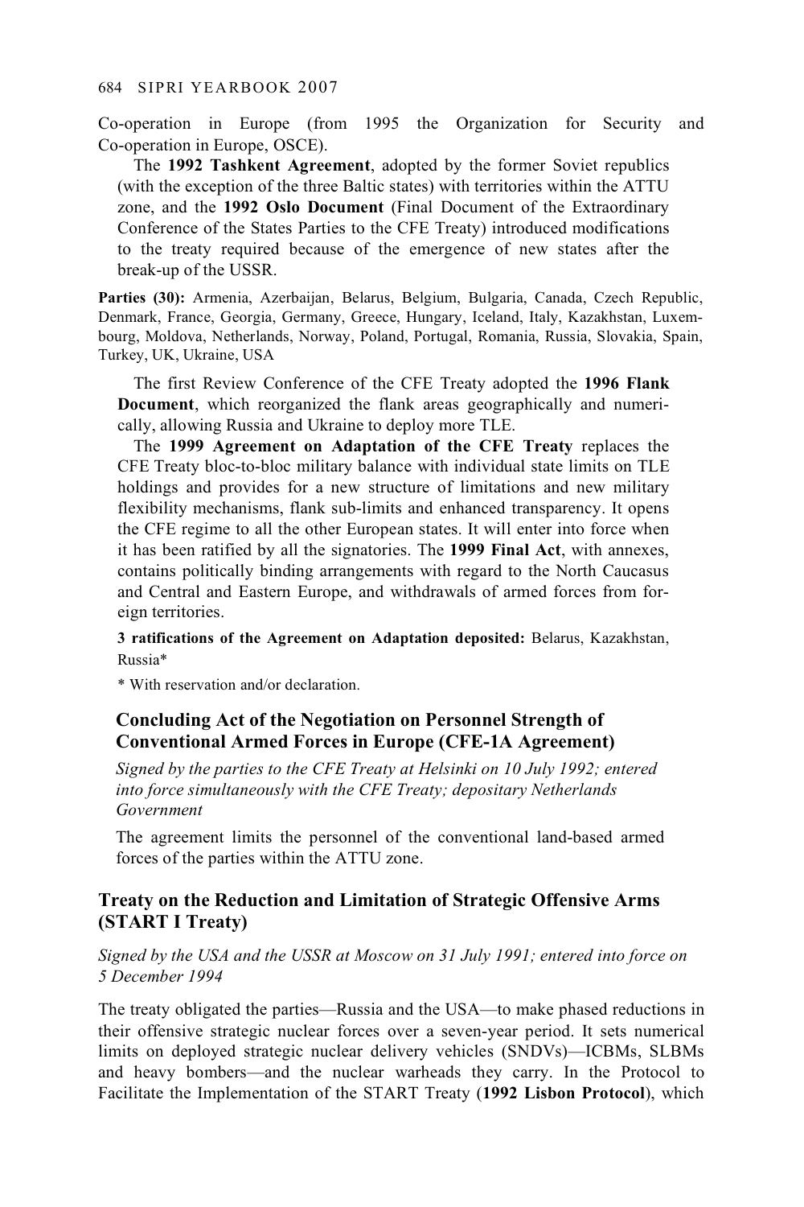Co-operation in Europe (from 1995 the Organization for Security and Co-operation in Europe, OSCE).

The **1992 Tashkent Agreement**, adopted by the former Soviet republics (with the exception of the three Baltic states) with territories within the ATTU zone, and the **1992 Oslo Document** (Final Document of the Extraordinary Conference of the States Parties to the CFE Treaty) introduced modifications to the treaty required because of the emergence of new states after the break-up of the USSR.

**Parties (30):** Armenia, Azerbaijan, Belarus, Belgium, Bulgaria, Canada, Czech Republic, Denmark, France, Georgia, Germany, Greece, Hungary, Iceland, Italy, Kazakhstan, Luxembourg, Moldova, Netherlands, Norway, Poland, Portugal, Romania, Russia, Slovakia, Spain, Turkey, UK, Ukraine, USA

The first Review Conference of the CFE Treaty adopted the **1996 Flank Document**, which reorganized the flank areas geographically and numerically, allowing Russia and Ukraine to deploy more TLE.

The **1999 Agreement on Adaptation of the CFE Treaty** replaces the CFE Treaty bloc-to-bloc military balance with individual state limits on TLE holdings and provides for a new structure of limitations and new military flexibility mechanisms, flank sub-limits and enhanced transparency. It opens the CFE regime to all the other European states. It will enter into force when it has been ratified by all the signatories. The **1999 Final Act**, with annexes, contains politically binding arrangements with regard to the North Caucasus and Central and Eastern Europe, and withdrawals of armed forces from foreign territories.

**3 ratifications of the Agreement on Adaptation deposited:** Belarus, Kazakhstan, Russia*

* With reservation and/or declaration.

### Concluding Act of the Negotiation on Personnel Strength of Conventional Armed Forces in Europe (CFE-1A Agreement)

*Signed by the parties to the CFE Treaty at Helsinki on 10 July 1992; entered into force simultaneously with the CFE Treaty; depositary Netherlands Government*

The agreement limits the personnel of the conventional land-based armed forces of the parties within the ATTU zone.

## Treaty on the Reduction and Limitation of Strategic Offensive Arms (START I Treaty)

*Signed by the USA and the USSR at Moscow on 31 July 1991; entered into force on 5 December 1994*

The treaty obligated the parties—Russia and the USA—to make phased reductions in their offensive strategic nuclear forces over a seven-year period. It sets numerical limits on deployed strategic nuclear delivery vehicles (SNDVs)—ICBMs, SLBMs and heavy bombers—and the nuclear warheads they carry. In the Protocol to Facilitate the Implementation of the START Treaty (**1992 Lisbon Protocol**), which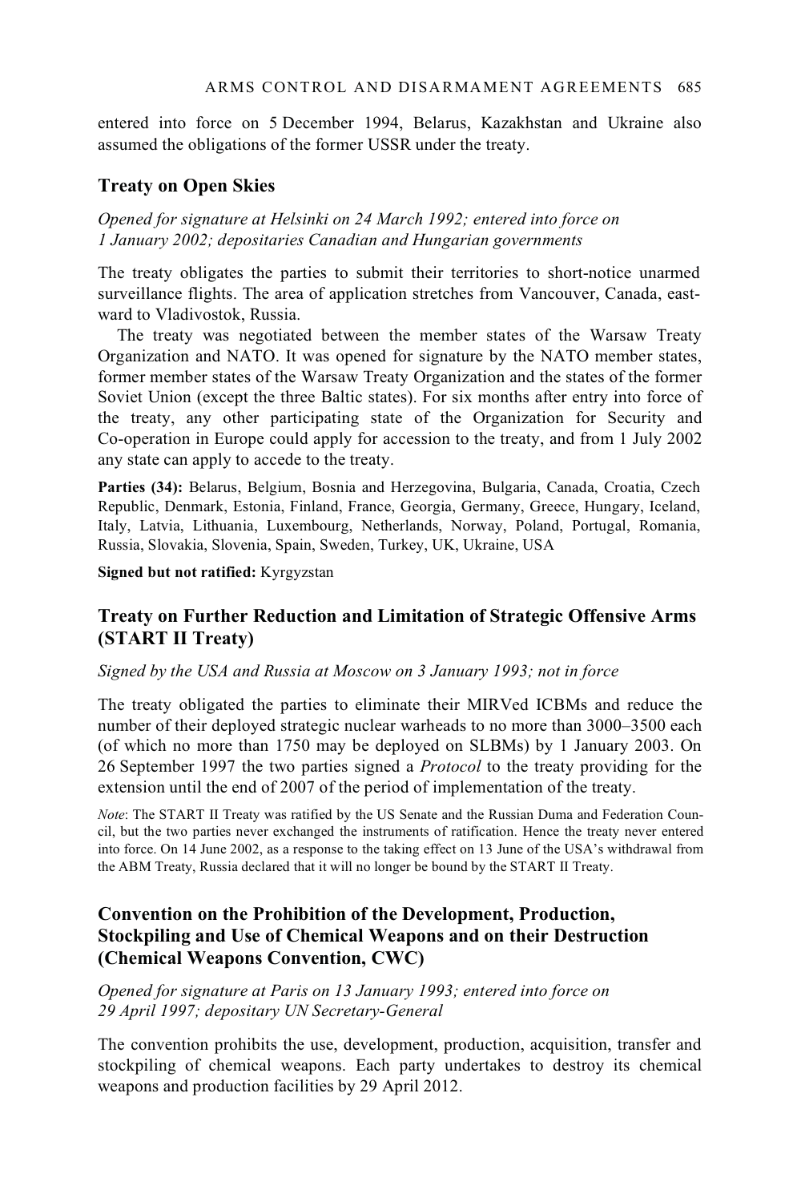entered into force on 5 December 1994, Belarus, Kazakhstan and Ukraine also assumed the obligations of the former USSR under the treaty.

## Treaty on Open Skies

*Opened for signature at Helsinki on 24 March 1992; entered into force on 1 January 2002; depositaries Canadian and Hungarian governments*

The treaty obligates the parties to submit their territories to short-notice unarmed surveillance flights. The area of application stretches from Vancouver, Canada, eastward to Vladivostok, Russia.

The treaty was negotiated between the member states of the Warsaw Treaty Organization and NATO. It was opened for signature by the NATO member states, former member states of the Warsaw Treaty Organization and the states of the former Soviet Union (except the three Baltic states). For six months after entry into force of the treaty, any other participating state of the Organization for Security and Co-operation in Europe could apply for accession to the treaty, and from 1 July 2002 any state can apply to accede to the treaty.

**Parties (34):** Belarus, Belgium, Bosnia and Herzegovina, Bulgaria, Canada, Croatia, Czech Republic, Denmark, Estonia, Finland, France, Georgia, Germany, Greece, Hungary, Iceland, Italy, Latvia, Lithuania, Luxembourg, Netherlands, Norway, Poland, Portugal, Romania, Russia, Slovakia, Slovenia, Spain, Sweden, Turkey, UK, Ukraine, USA

**Signed but not ratified:** Kyrgyzstan

## Treaty on Further Reduction and Limitation of Strategic Offensive Arms (START II Treaty)

*Signed by the USA and Russia at Moscow on 3 January 1993; not in force*

The treaty obligated the parties to eliminate their MIRVed ICBMs and reduce the number of their deployed strategic nuclear warheads to no more than 3000–3500 each (of which no more than 1750 may be deployed on SLBMs) by 1 January 2003. On 26 September 1997 the two parties signed a *Protocol* to the treaty providing for the extension until the end of 2007 of the period of implementation of the treaty.

*Note*: The START II Treaty was ratified by the US Senate and the Russian Duma and Federation Council, but the two parties never exchanged the instruments of ratification. Hence the treaty never entered into force. On 14 June 2002, as a response to the taking effect on 13 June of the USA's withdrawal from the ABM Treaty, Russia declared that it will no longer be bound by the START II Treaty.

## Convention on the Prohibition of the Development, Production, Stockpiling and Use of Chemical Weapons and on their Destruction (Chemical Weapons Convention, CWC)

*Opened for signature at Paris on 13 January 1993; entered into force on 29 April 1997; depositary UN Secretary-General*

The convention prohibits the use, development, production, acquisition, transfer and stockpiling of chemical weapons. Each party undertakes to destroy its chemical weapons and production facilities by 29 April 2012.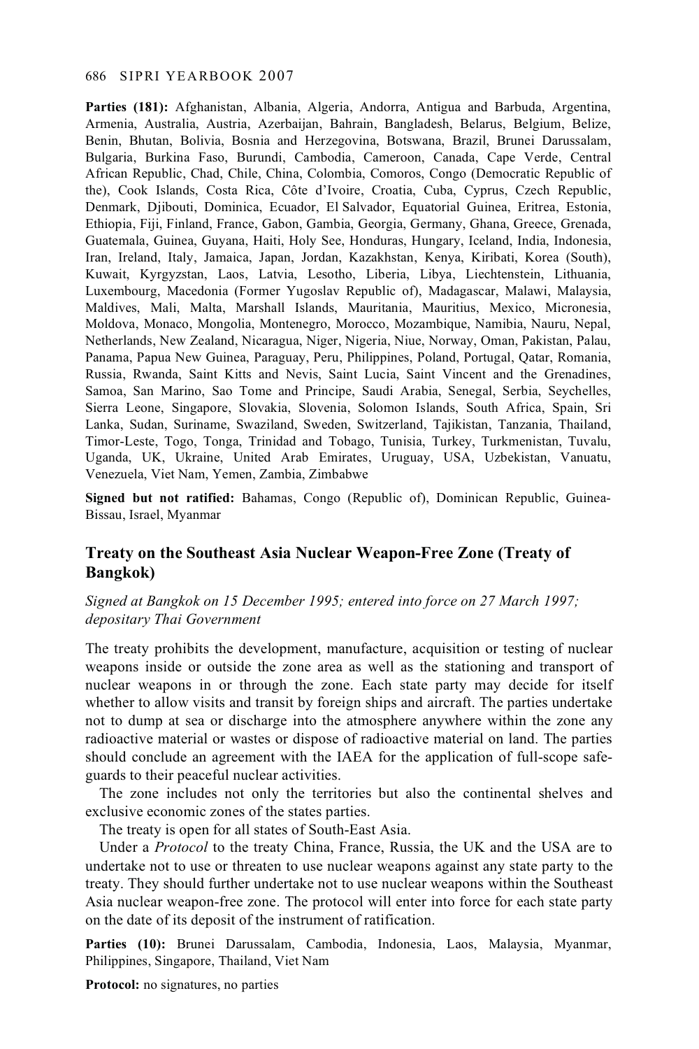**Parties (181):** Afghanistan, Albania, Algeria, Andorra, Antigua and Barbuda, Argentina, Armenia, Australia, Austria, Azerbaijan, Bahrain, Bangladesh, Belarus, Belgium, Belize, Benin, Bhutan, Bolivia, Bosnia and Herzegovina, Botswana, Brazil, Brunei Darussalam, Bulgaria, Burkina Faso, Burundi, Cambodia, Cameroon, Canada, Cape Verde, Central African Republic, Chad, Chile, China, Colombia, Comoros, Congo (Democratic Republic of the), Cook Islands, Costa Rica, Côte d'Ivoire, Croatia, Cuba, Cyprus, Czech Republic, Denmark, Djibouti, Dominica, Ecuador, El Salvador, Equatorial Guinea, Eritrea, Estonia, Ethiopia, Fiji, Finland, France, Gabon, Gambia, Georgia, Germany, Ghana, Greece, Grenada, Guatemala, Guinea, Guyana, Haiti, Holy See, Honduras, Hungary, Iceland, India, Indonesia, Iran, Ireland, Italy, Jamaica, Japan, Jordan, Kazakhstan, Kenya, Kiribati, Korea (South), Kuwait, Kyrgyzstan, Laos, Latvia, Lesotho, Liberia, Libya, Liechtenstein, Lithuania, Luxembourg, Macedonia (Former Yugoslav Republic of), Madagascar, Malawi, Malaysia, Maldives, Mali, Malta, Marshall Islands, Mauritania, Mauritius, Mexico, Micronesia, Moldova, Monaco, Mongolia, Montenegro, Morocco, Mozambique, Namibia, Nauru, Nepal, Netherlands, New Zealand, Nicaragua, Niger, Nigeria, Niue, Norway, Oman, Pakistan, Palau, Panama, Papua New Guinea, Paraguay, Peru, Philippines, Poland, Portugal, Qatar, Romania, Russia, Rwanda, Saint Kitts and Nevis, Saint Lucia, Saint Vincent and the Grenadines, Samoa, San Marino, Sao Tome and Principe, Saudi Arabia, Senegal, Serbia, Seychelles, Sierra Leone, Singapore, Slovakia, Slovenia, Solomon Islands, South Africa, Spain, Sri Lanka, Sudan, Suriname, Swaziland, Sweden, Switzerland, Tajikistan, Tanzania, Thailand, Timor-Leste, Togo, Tonga, Trinidad and Tobago, Tunisia, Turkey, Turkmenistan, Tuvalu, Uganda, UK, Ukraine, United Arab Emirates, Uruguay, USA, Uzbekistan, Vanuatu, Venezuela, Viet Nam, Yemen, Zambia, Zimbabwe

**Signed but not ratified:** Bahamas, Congo (Republic of), Dominican Republic, Guinea-Bissau, Israel, Myanmar

## Treaty on the Southeast Asia Nuclear Weapon-Free Zone (Treaty of Bangkok)

*Signed at Bangkok on 15 December 1995; entered into force on 27 March 1997; depositary Thai Government*

The treaty prohibits the development, manufacture, acquisition or testing of nuclear weapons inside or outside the zone area as well as the stationing and transport of nuclear weapons in or through the zone. Each state party may decide for itself whether to allow visits and transit by foreign ships and aircraft. The parties undertake not to dump at sea or discharge into the atmosphere anywhere within the zone any radioactive material or wastes or dispose of radioactive material on land. The parties should conclude an agreement with the IAEA for the application of full-scope safeguards to their peaceful nuclear activities.

The zone includes not only the territories but also the continental shelves and exclusive economic zones of the states parties.

The treaty is open for all states of South-East Asia.

Under a *Protocol* to the treaty China, France, Russia, the UK and the USA are to undertake not to use or threaten to use nuclear weapons against any state party to the treaty. They should further undertake not to use nuclear weapons within the Southeast Asia nuclear weapon-free zone. The protocol will enter into force for each state party on the date of its deposit of the instrument of ratification.

**Parties (10):** Brunei Darussalam, Cambodia, Indonesia, Laos, Malaysia, Myanmar, Philippines, Singapore, Thailand, Viet Nam

**Protocol:** no signatures, no parties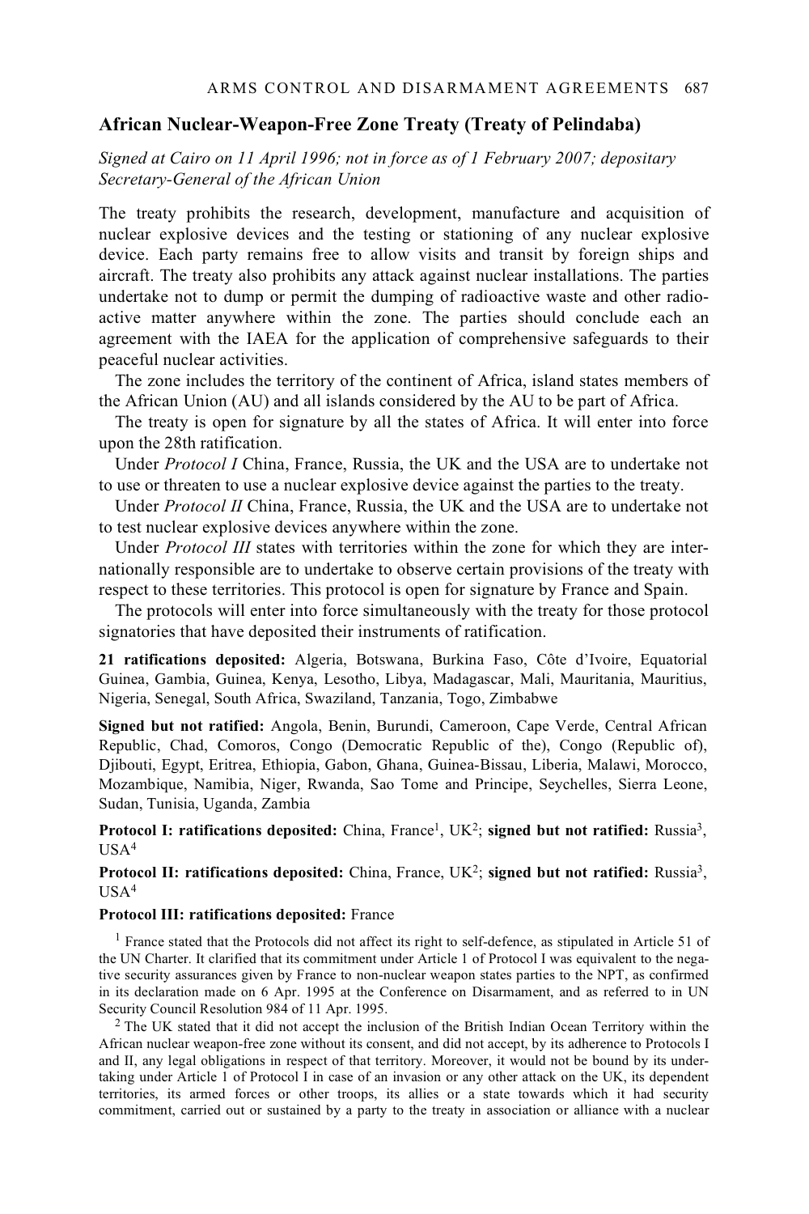## African Nuclear-Weapon-Free Zone Treaty (Treaty of Pelindaba)

*Signed at Cairo on 11 April 1996; not in force as of 1 February 2007; depositary Secretary-General of the African Union*

The treaty prohibits the research, development, manufacture and acquisition of nuclear explosive devices and the testing or stationing of any nuclear explosive device. Each party remains free to allow visits and transit by foreign ships and aircraft. The treaty also prohibits any attack against nuclear installations. The parties undertake not to dump or permit the dumping of radioactive waste and other radioactive matter anywhere within the zone. The parties should conclude each an agreement with the IAEA for the application of comprehensive safeguards to their peaceful nuclear activities.

The zone includes the territory of the continent of Africa, island states members of the African Union (AU) and all islands considered by the AU to be part of Africa.

The treaty is open for signature by all the states of Africa. It will enter into force upon the 28th ratification.

Under *Protocol I* China, France, Russia, the UK and the USA are to undertake not to use or threaten to use a nuclear explosive device against the parties to the treaty.

Under *Protocol II* China, France, Russia, the UK and the USA are to undertake not to test nuclear explosive devices anywhere within the zone.

Under *Protocol III* states with territories within the zone for which they are internationally responsible are to undertake to observe certain provisions of the treaty with respect to these territories. This protocol is open for signature by France and Spain.

The protocols will enter into force simultaneously with the treaty for those protocol signatories that have deposited their instruments of ratification.

**21 ratifications deposited:** Algeria, Botswana, Burkina Faso, Côte d'Ivoire, Equatorial Guinea, Gambia, Guinea, Kenya, Lesotho, Libya, Madagascar, Mali, Mauritania, Mauritius, Nigeria, Senegal, South Africa, Swaziland, Tanzania, Togo, Zimbabwe

**Signed but not ratified:** Angola, Benin, Burundi, Cameroon, Cape Verde, Central African Republic, Chad, Comoros, Congo (Democratic Republic of the), Congo (Republic of), Djibouti, Egypt, Eritrea, Ethiopia, Gabon, Ghana, Guinea-Bissau, Liberia, Malawi, Morocco, Mozambique, Namibia, Niger, Rwanda, Sao Tome and Principe, Seychelles, Sierra Leone, Sudan, Tunisia, Uganda, Zambia

**Protocol I: ratifications deposited:** China, France[1], UK[2]; **signed but not ratified:** Russia[3], USA[4]

**Protocol II: ratifications deposited:** China, France, UK[2]; **signed but not ratified:** Russia[3], USA[4]

**Protocol III: ratifications deposited:** France

[1] France stated that the Protocols did not affect its right to self-defence, as stipulated in Article 51 of the UN Charter. It clarified that its commitment under Article 1 of Protocol I was equivalent to the negative security assurances given by France to non-nuclear weapon states parties to the NPT, as confirmed in its declaration made on 6 Apr. 1995 at the Conference on Disarmament, and as referred to in UN Security Council Resolution 984 of 11 Apr. 1995.

[2] The UK stated that it did not accept the inclusion of the British Indian Ocean Territory within the African nuclear weapon-free zone without its consent, and did not accept, by its adherence to Protocols I and II, any legal obligations in respect of that territory. Moreover, it would not be bound by its undertaking under Article 1 of Protocol I in case of an invasion or any other attack on the UK, its dependent territories, its armed forces or other troops, its allies or a state towards which it had security commitment, carried out or sustained by a party to the treaty in association or alliance with a nuclear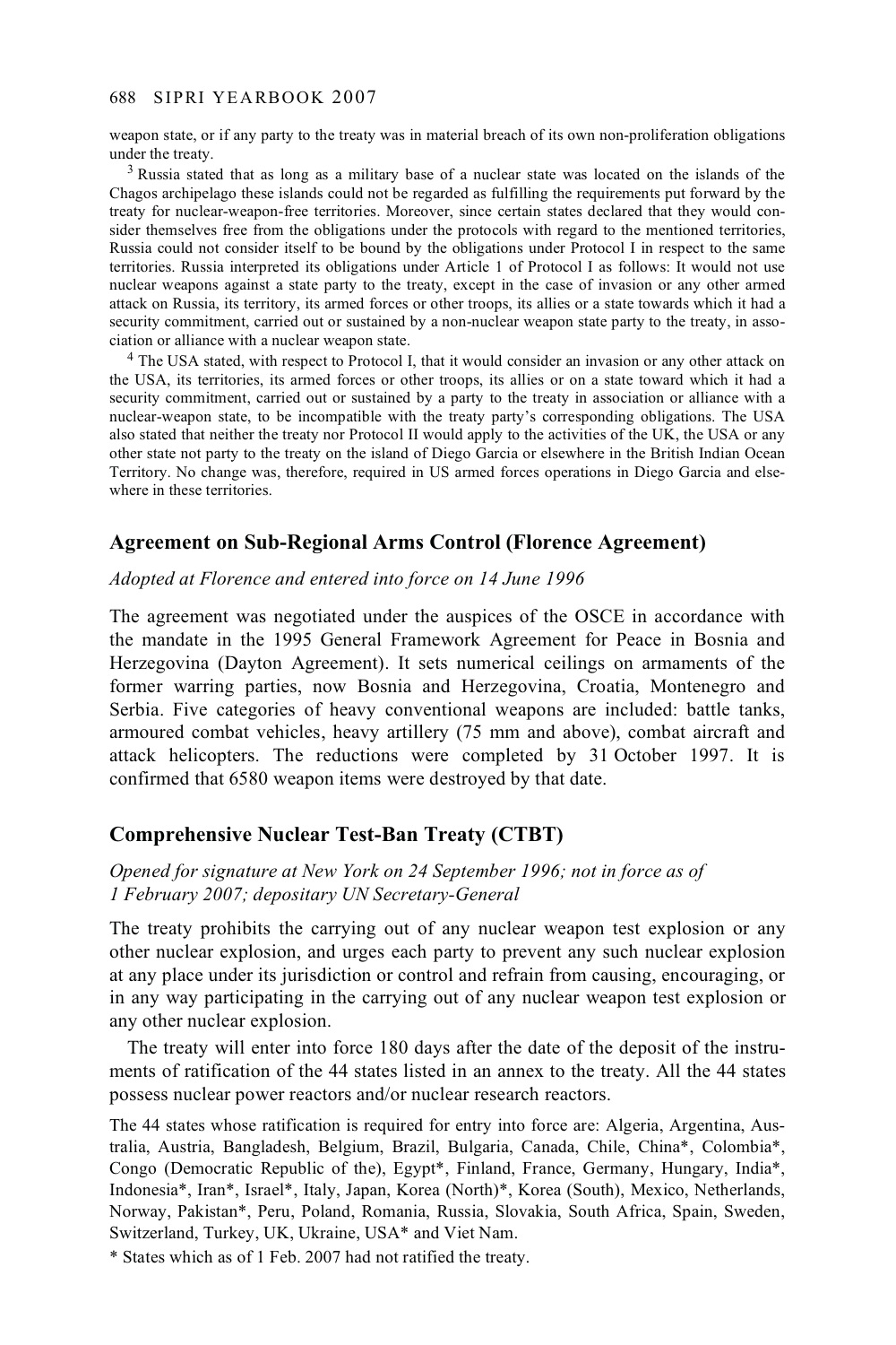weapon state, or if any party to the treaty was in material breach of its own non-proliferation obligations under the treaty.

[3] Russia stated that as long as a military base of a nuclear state was located on the islands of the Chagos archipelago these islands could not be regarded as fulfilling the requirements put forward by the treaty for nuclear-weapon-free territories. Moreover, since certain states declared that they would consider themselves free from the obligations under the protocols with regard to the mentioned territories, Russia could not consider itself to be bound by the obligations under Protocol I in respect to the same territories. Russia interpreted its obligations under Article 1 of Protocol I as follows: It would not use nuclear weapons against a state party to the treaty, except in the case of invasion or any other armed attack on Russia, its territory, its armed forces or other troops, its allies or a state towards which it had a security commitment, carried out or sustained by a non-nuclear weapon state party to the treaty, in association or alliance with a nuclear weapon state.

[4] The USA stated, with respect to Protocol I, that it would consider an invasion or any other attack on the USA, its territories, its armed forces or other troops, its allies or on a state toward which it had a security commitment, carried out or sustained by a party to the treaty in association or alliance with a nuclear-weapon state, to be incompatible with the treaty party's corresponding obligations. The USA also stated that neither the treaty nor Protocol II would apply to the activities of the UK, the USA or any other state not party to the treaty on the island of Diego Garcia or elsewhere in the British Indian Ocean Territory. No change was, therefore, required in US armed forces operations in Diego Garcia and elsewhere in these territories.

## Agreement on Sub-Regional Arms Control (Florence Agreement)

*Adopted at Florence and entered into force on 14 June 1996*

The agreement was negotiated under the auspices of the OSCE in accordance with the mandate in the 1995 General Framework Agreement for Peace in Bosnia and Herzegovina (Dayton Agreement). It sets numerical ceilings on armaments of the former warring parties, now Bosnia and Herzegovina, Croatia, Montenegro and Serbia. Five categories of heavy conventional weapons are included: battle tanks, armoured combat vehicles, heavy artillery (75 mm and above), combat aircraft and attack helicopters. The reductions were completed by 31 October 1997. It is confirmed that 6580 weapon items were destroyed by that date.

## Comprehensive Nuclear Test-Ban Treaty (CTBT)

*Opened for signature at New York on 24 September 1996; not in force as of 1 February 2007; depositary UN Secretary-General*

The treaty prohibits the carrying out of any nuclear weapon test explosion or any other nuclear explosion, and urges each party to prevent any such nuclear explosion at any place under its jurisdiction or control and refrain from causing, encouraging, or in any way participating in the carrying out of any nuclear weapon test explosion or any other nuclear explosion.

The treaty will enter into force 180 days after the date of the deposit of the instruments of ratification of the 44 states listed in an annex to the treaty. All the 44 states possess nuclear power reactors and/or nuclear research reactors.

The 44 states whose ratification is required for entry into force are: Algeria, Argentina, Australia, Austria, Bangladesh, Belgium, Brazil, Bulgaria, Canada, Chile, China*, Colombia*, Congo (Democratic Republic of the), Egypt*, Finland, France, Germany, Hungary, India*, Indonesia*, Iran*, Israel*, Italy, Japan, Korea (North)*, Korea (South), Mexico, Netherlands, Norway, Pakistan*, Peru, Poland, Romania, Russia, Slovakia, South Africa, Spain, Sweden, Switzerland, Turkey, UK, Ukraine, USA* and Viet Nam.

* States which as of 1 Feb. 2007 had not ratified the treaty.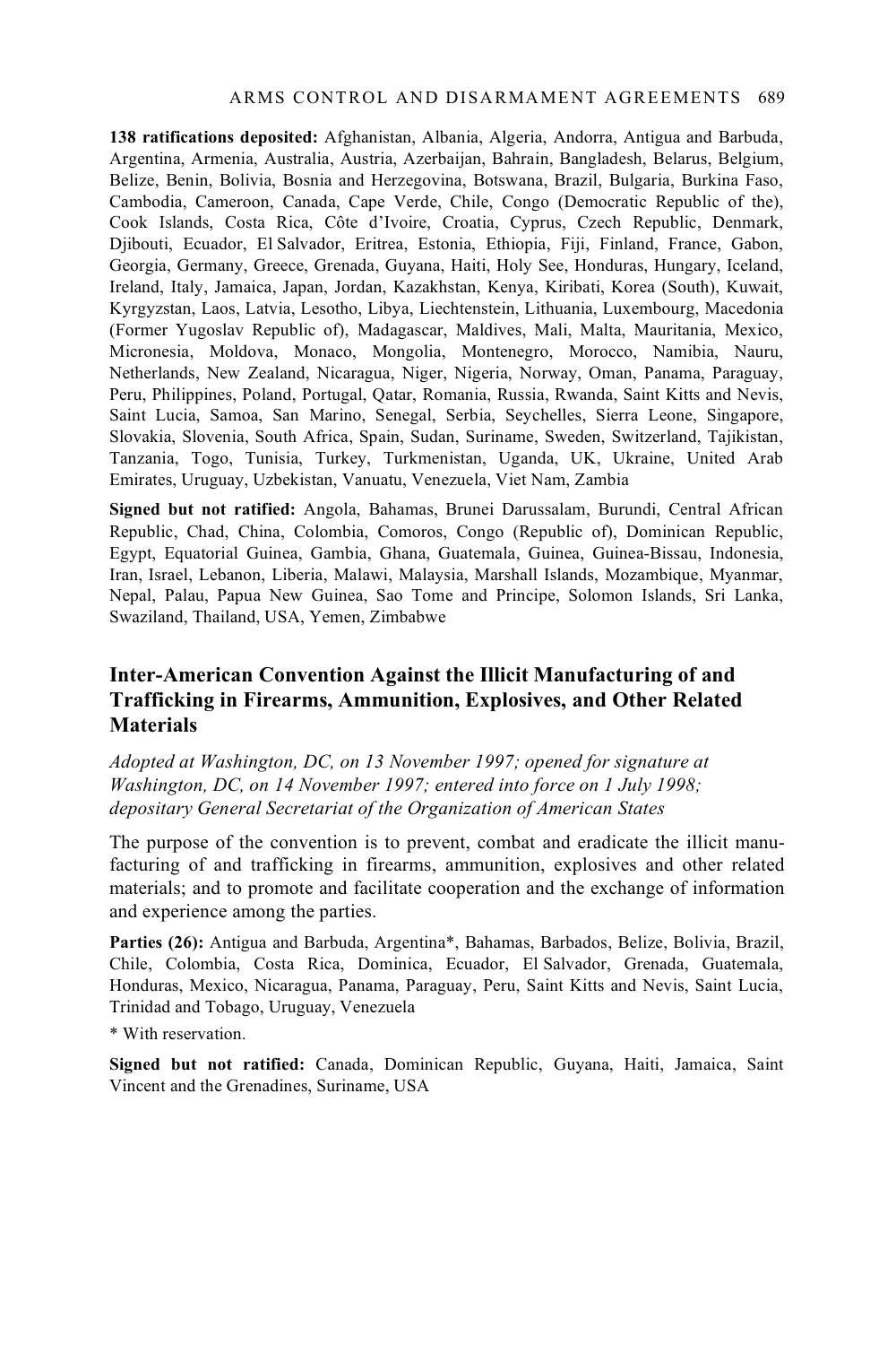**138 ratifications deposited:** Afghanistan, Albania, Algeria, Andorra, Antigua and Barbuda, Argentina, Armenia, Australia, Austria, Azerbaijan, Bahrain, Bangladesh, Belarus, Belgium, Belize, Benin, Bolivia, Bosnia and Herzegovina, Botswana, Brazil, Bulgaria, Burkina Faso, Cambodia, Cameroon, Canada, Cape Verde, Chile, Congo (Democratic Republic of the), Cook Islands, Costa Rica, Côte d'Ivoire, Croatia, Cyprus, Czech Republic, Denmark, Djibouti, Ecuador, El Salvador, Eritrea, Estonia, Ethiopia, Fiji, Finland, France, Gabon, Georgia, Germany, Greece, Grenada, Guyana, Haiti, Holy See, Honduras, Hungary, Iceland, Ireland, Italy, Jamaica, Japan, Jordan, Kazakhstan, Kenya, Kiribati, Korea (South), Kuwait, Kyrgyzstan, Laos, Latvia, Lesotho, Libya, Liechtenstein, Lithuania, Luxembourg, Macedonia (Former Yugoslav Republic of), Madagascar, Maldives, Mali, Malta, Mauritania, Mexico, Micronesia, Moldova, Monaco, Mongolia, Montenegro, Morocco, Namibia, Nauru, Netherlands, New Zealand, Nicaragua, Niger, Nigeria, Norway, Oman, Panama, Paraguay, Peru, Philippines, Poland, Portugal, Qatar, Romania, Russia, Rwanda, Saint Kitts and Nevis, Saint Lucia, Samoa, San Marino, Senegal, Serbia, Seychelles, Sierra Leone, Singapore, Slovakia, Slovenia, South Africa, Spain, Sudan, Suriname, Sweden, Switzerland, Tajikistan, Tanzania, Togo, Tunisia, Turkey, Turkmenistan, Uganda, UK, Ukraine, United Arab Emirates, Uruguay, Uzbekistan, Vanuatu, Venezuela, Viet Nam, Zambia

**Signed but not ratified:** Angola, Bahamas, Brunei Darussalam, Burundi, Central African Republic, Chad, China, Colombia, Comoros, Congo (Republic of), Dominican Republic, Egypt, Equatorial Guinea, Gambia, Ghana, Guatemala, Guinea, Guinea-Bissau, Indonesia, Iran, Israel, Lebanon, Liberia, Malawi, Malaysia, Marshall Islands, Mozambique, Myanmar, Nepal, Palau, Papua New Guinea, Sao Tome and Principe, Solomon Islands, Sri Lanka, Swaziland, Thailand, USA, Yemen, Zimbabwe

## Inter-American Convention Against the Illicit Manufacturing of and Trafficking in Firearms, Ammunition, Explosives, and Other Related Materials

*Adopted at Washington, DC, on 13 November 1997; opened for signature at Washington, DC, on 14 November 1997; entered into force on 1 July 1998; depositary General Secretariat of the Organization of American States*

The purpose of the convention is to prevent, combat and eradicate the illicit manufacturing of and trafficking in firearms, ammunition, explosives and other related materials; and to promote and facilitate cooperation and the exchange of information and experience among the parties.

**Parties (26):** Antigua and Barbuda, Argentina*, Bahamas, Barbados, Belize, Bolivia, Brazil, Chile, Colombia, Costa Rica, Dominica, Ecuador, El Salvador, Grenada, Guatemala, Honduras, Mexico, Nicaragua, Panama, Paraguay, Peru, Saint Kitts and Nevis, Saint Lucia, Trinidad and Tobago, Uruguay, Venezuela

\* With reservation.

**Signed but not ratified:** Canada, Dominican Republic, Guyana, Haiti, Jamaica, Saint Vincent and the Grenadines, Suriname, USA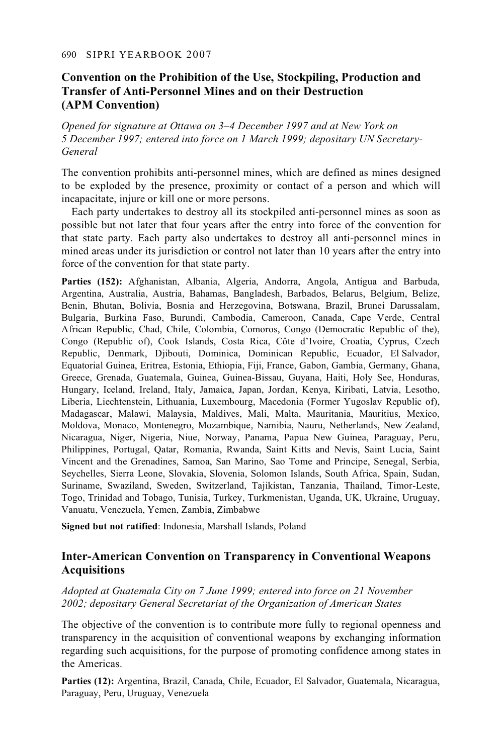## Convention on the Prohibition of the Use, Stockpiling, Production and Transfer of Anti-Personnel Mines and on their Destruction (APM Convention)

*Opened for signature at Ottawa on 3–4 December 1997 and at New York on 5 December 1997; entered into force on 1 March 1999; depositary UN Secretary-General*

The convention prohibits anti-personnel mines, which are defined as mines designed to be exploded by the presence, proximity or contact of a person and which will incapacitate, injure or kill one or more persons.

Each party undertakes to destroy all its stockpiled anti-personnel mines as soon as possible but not later that four years after the entry into force of the convention for that state party. Each party also undertakes to destroy all anti-personnel mines in mined areas under its jurisdiction or control not later than 10 years after the entry into force of the convention for that state party.

**Parties (152):** Afghanistan, Albania, Algeria, Andorra, Angola, Antigua and Barbuda, Argentina, Australia, Austria, Bahamas, Bangladesh, Barbados, Belarus, Belgium, Belize, Benin, Bhutan, Bolivia, Bosnia and Herzegovina, Botswana, Brazil, Brunei Darussalam, Bulgaria, Burkina Faso, Burundi, Cambodia, Cameroon, Canada, Cape Verde, Central African Republic, Chad, Chile, Colombia, Comoros, Congo (Democratic Republic of the), Congo (Republic of), Cook Islands, Costa Rica, Côte d'Ivoire, Croatia, Cyprus, Czech Republic, Denmark, Djibouti, Dominica, Dominican Republic, Ecuador, El Salvador, Equatorial Guinea, Eritrea, Estonia, Ethiopia, Fiji, France, Gabon, Gambia, Germany, Ghana, Greece, Grenada, Guatemala, Guinea, Guinea-Bissau, Guyana, Haiti, Holy See, Honduras, Hungary, Iceland, Ireland, Italy, Jamaica, Japan, Jordan, Kenya, Kiribati, Latvia, Lesotho, Liberia, Liechtenstein, Lithuania, Luxembourg, Macedonia (Former Yugoslav Republic of), Madagascar, Malawi, Malaysia, Maldives, Mali, Malta, Mauritania, Mauritius, Mexico, Moldova, Monaco, Montenegro, Mozambique, Namibia, Nauru, Netherlands, New Zealand, Nicaragua, Niger, Nigeria, Niue, Norway, Panama, Papua New Guinea, Paraguay, Peru, Philippines, Portugal, Qatar, Romania, Rwanda, Saint Kitts and Nevis, Saint Lucia, Saint Vincent and the Grenadines, Samoa, San Marino, Sao Tome and Principe, Senegal, Serbia, Seychelles, Sierra Leone, Slovakia, Slovenia, Solomon Islands, South Africa, Spain, Sudan, Suriname, Swaziland, Sweden, Switzerland, Tajikistan, Tanzania, Thailand, Timor-Leste, Togo, Trinidad and Tobago, Tunisia, Turkey, Turkmenistan, Uganda, UK, Ukraine, Uruguay, Vanuatu, Venezuela, Yemen, Zambia, Zimbabwe

**Signed but not ratified**: Indonesia, Marshall Islands, Poland

## Inter-American Convention on Transparency in Conventional Weapons Acquisitions

*Adopted at Guatemala City on 7 June 1999; entered into force on 21 November 2002; depositary General Secretariat of the Organization of American States*

The objective of the convention is to contribute more fully to regional openness and transparency in the acquisition of conventional weapons by exchanging information regarding such acquisitions, for the purpose of promoting confidence among states in the Americas.

**Parties (12):** Argentina, Brazil, Canada, Chile, Ecuador, El Salvador, Guatemala, Nicaragua, Paraguay, Peru, Uruguay, Venezuela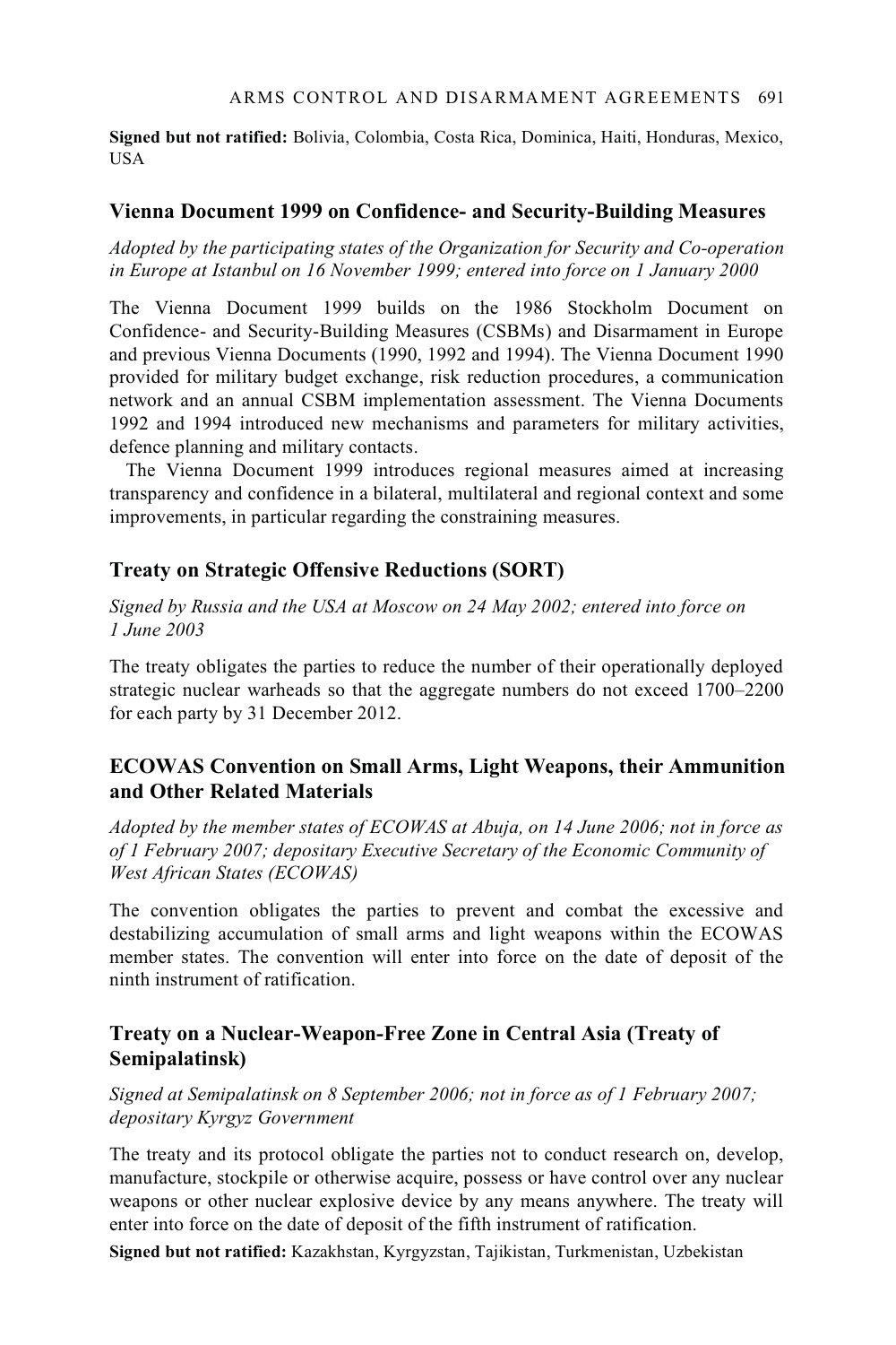**Signed but not ratified:** Bolivia, Colombia, Costa Rica, Dominica, Haiti, Honduras, Mexico, USA

## Vienna Document 1999 on Confidence- and Security-Building Measures

*Adopted by the participating states of the Organization for Security and Co-operation in Europe at Istanbul on 16 November 1999; entered into force on 1 January 2000*

The Vienna Document 1999 builds on the 1986 Stockholm Document on Confidence- and Security-Building Measures (CSBMs) and Disarmament in Europe and previous Vienna Documents (1990, 1992 and 1994). The Vienna Document 1990 provided for military budget exchange, risk reduction procedures, a communication network and an annual CSBM implementation assessment. The Vienna Documents 1992 and 1994 introduced new mechanisms and parameters for military activities, defence planning and military contacts.

The Vienna Document 1999 introduces regional measures aimed at increasing transparency and confidence in a bilateral, multilateral and regional context and some improvements, in particular regarding the constraining measures.

## Treaty on Strategic Offensive Reductions (SORT)

*Signed by Russia and the USA at Moscow on 24 May 2002; entered into force on 1 June 2003*

The treaty obligates the parties to reduce the number of their operationally deployed strategic nuclear warheads so that the aggregate numbers do not exceed 1700–2200 for each party by 31 December 2012.

## ECOWAS Convention on Small Arms, Light Weapons, their Ammunition and Other Related Materials

*Adopted by the member states of ECOWAS at Abuja, on 14 June 2006; not in force as of 1 February 2007; depositary Executive Secretary of the Economic Community of West African States (ECOWAS)*

The convention obligates the parties to prevent and combat the excessive and destabilizing accumulation of small arms and light weapons within the ECOWAS member states. The convention will enter into force on the date of deposit of the ninth instrument of ratification.

## Treaty on a Nuclear-Weapon-Free Zone in Central Asia (Treaty of Semipalatinsk)

*Signed at Semipalatinsk on 8 September 2006; not in force as of 1 February 2007; depositary Kyrgyz Government*

The treaty and its protocol obligate the parties not to conduct research on, develop, manufacture, stockpile or otherwise acquire, possess or have control over any nuclear weapons or other nuclear explosive device by any means anywhere. The treaty will enter into force on the date of deposit of the fifth instrument of ratification.

**Signed but not ratified:** Kazakhstan, Kyrgyzstan, Tajikistan, Turkmenistan, Uzbekistan